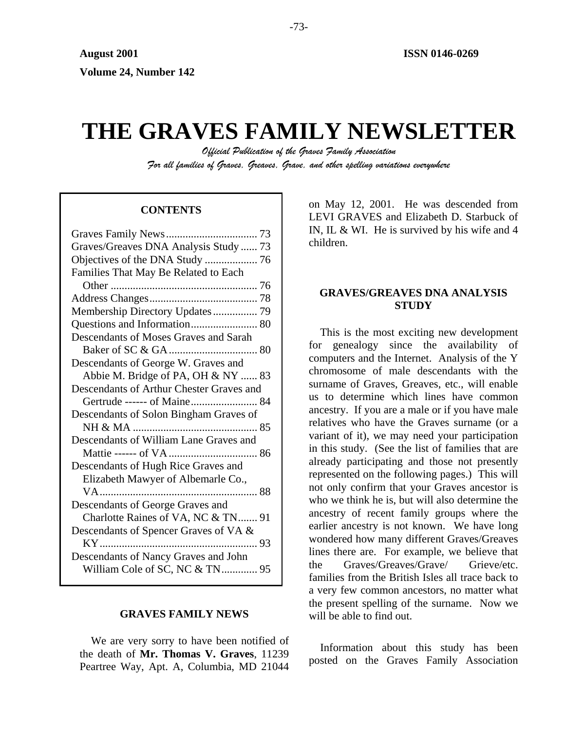**August 2001** **ISSN 0146-0269**

**Volume 24, Number 142**

# THE GRAVES FAMILY NEWSLETTER

*Official Publication of the Graves Family Association*

*For all families of Graves, Greaves, Grave, and other spelling variations everywhere*

**CONTENTS**

Graves Family News .................................. 73
Graves/Greaves DNA Analysis Study ...... 73
Objectives of the DNA Study ................... 76
Families That May Be Related to Each Other ..................................................... 76
Address Changes ....................................... 78
Membership Directory Updates ................ 79
Questions and Information ........................ 80
Descendants of Moses Graves and Sarah Baker of SC & GA ................................ 80
Descendants of George W. Graves and Abbie M. Bridge of PA, OH & NY ...... 83
Descendants of Arthur Chester Graves and Gertrude ------ of Maine ........................ 84
Descendants of Solon Bingham Graves of NH & MA ............................................. 85
Descendants of William Lane Graves and Mattie ------ of VA ................................ 86
Descendants of Hugh Rice Graves and Elizabeth Mawyer of Albemarle Co., VA ......................................................... 88
Descendants of George Graves and Charlotte Raines of VA, NC & TN ....... 91
Descendants of Spencer Graves of VA & KY ......................................................... 93
Descendants of Nancy Graves and John William Cole of SC, NC & TN ............. 95

## GRAVES FAMILY NEWS

We are very sorry to have been notified of the death of **Mr. Thomas V. Graves**, 11239 Peartree Way, Apt. A, Columbia, MD 21044 on May 12, 2001. He was descended from LEVI GRAVES and Elizabeth D. Starbuck of IN, IL & WI. He is survived by his wife and 4 children.

## GRAVES/GREAVES DNA ANALYSIS STUDY

This is the most exciting new development for genealogy since the availability of computers and the Internet. Analysis of the Y chromosome of male descendants with the surname of Graves, Greaves, etc., will enable us to determine which lines have common ancestry. If you are a male or if you have male relatives who have the Graves surname (or a variant of it), we may need your participation in this study. (See the list of families that are already participating and those not presently represented on the following pages.) This will not only confirm that your Graves ancestor is who we think he is, but will also determine the ancestry of recent family groups where the earlier ancestry is not known. We have long wondered how many different Graves/Greaves lines there are. For example, we believe that the Graves/Greaves/Grave/ Grieve/etc. families from the British Isles all trace back to a very few common ancestors, no matter what the present spelling of the surname. Now we will be able to find out.

Information about this study has been posted on the Graves Family Association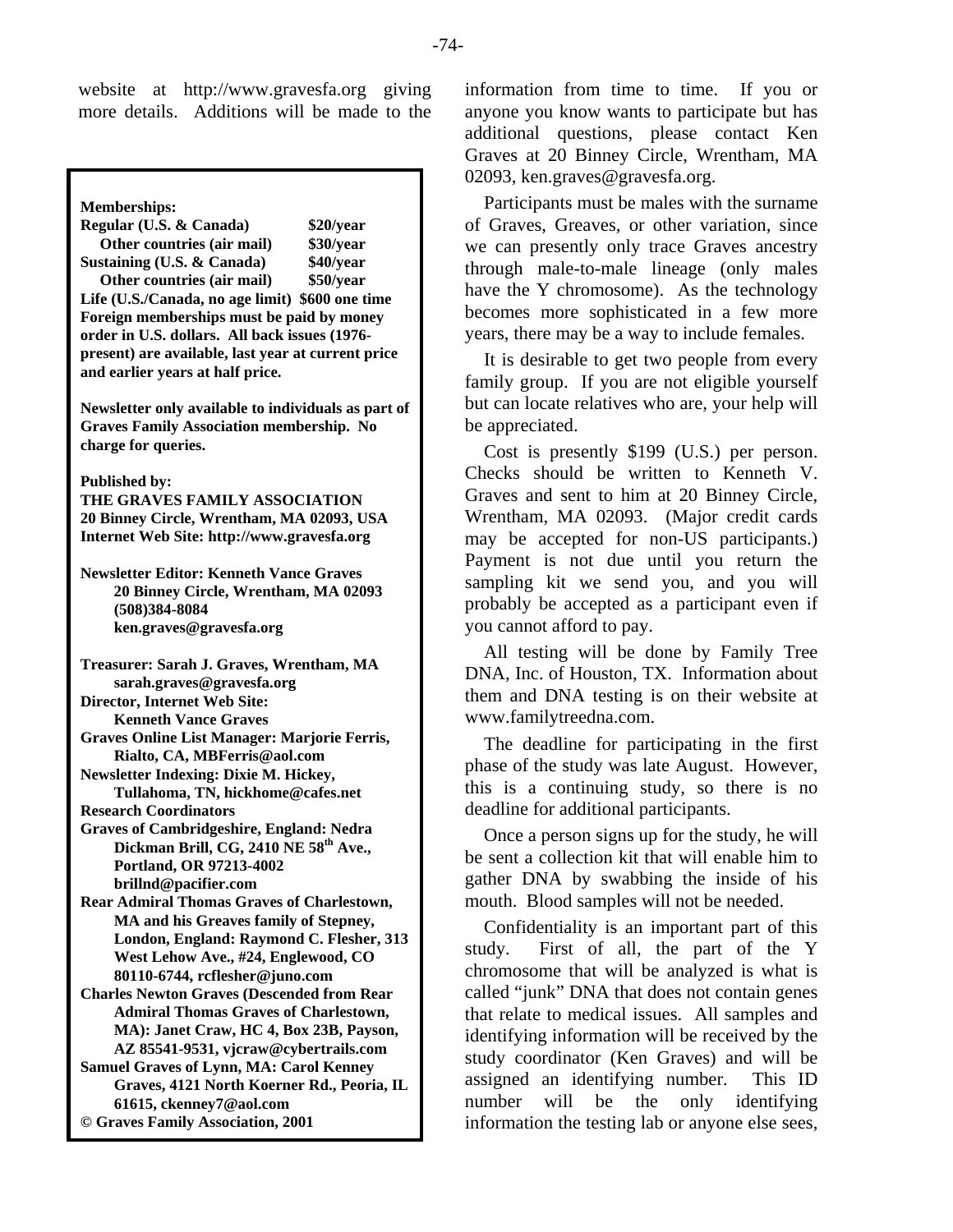website at http://www.gravesfa.org giving more details. Additions will be made to the information from time to time. If you or anyone you know wants to participate but has additional questions, please contact Ken Graves at 20 Binney Circle, Wrentham, MA 02093, ken.graves@gravesfa.org.

Participants must be males with the surname of Graves, Greaves, or other variation, since we can presently only trace Graves ancestry through male-to-male lineage (only males have the Y chromosome). As the technology becomes more sophisticated in a few more years, there may be a way to include females.

It is desirable to get two people from every family group. If you are not eligible yourself but can locate relatives who are, your help will be appreciated.

Cost is presently $199 (U.S.) per person. Checks should be written to Kenneth V. Graves and sent to him at 20 Binney Circle, Wrentham, MA 02093. (Major credit cards may be accepted for non-US participants.) Payment is not due until you return the sampling kit we send you, and you will probably be accepted as a participant even if you cannot afford to pay.

All testing will be done by Family Tree DNA, Inc. of Houston, TX. Information about them and DNA testing is on their website at www.familytreedna.com.

The deadline for participating in the first phase of the study was late August. However, this is a continuing study, so there is no deadline for additional participants.

Once a person signs up for the study, he will be sent a collection kit that will enable him to gather DNA by swabbing the inside of his mouth. Blood samples will not be needed.

Confidentiality is an important part of this study. First of all, the part of the Y chromosome that will be analyzed is what is called "junk" DNA that does not contain genes that relate to medical issues. All samples and identifying information will be received by the study coordinator (Ken Graves) and will be assigned an identifying number. This ID number will be the only identifying information the testing lab or anyone else sees,

---

**Memberships:**

| | |
|---|---|
| **Regular (U.S. & Canada)** | **$20/year** |
| **Other countries (air mail)** | **$30/year** |
| **Sustaining (U.S. & Canada)** | **$40/year** |
| **Other countries (air mail)** | **$50/year** |
| **Life (U.S./Canada, no age limit)** | **$600 one time** |

**Foreign memberships must be paid by money order in U.S. dollars. All back issues (1976-present) are available, last year at current price and earlier years at half price.**

**Newsletter only available to individuals as part of Graves Family Association membership. No charge for queries.**

**Published by:**
**THE GRAVES FAMILY ASSOCIATION**
**20 Binney Circle, Wrentham, MA 02093, USA**
**Internet Web Site: http://www.gravesfa.org**

**Newsletter Editor: Kenneth Vance Graves**
**20 Binney Circle, Wrentham, MA 02093**
**(508)384-8084**
**ken.graves@gravesfa.org**

**Treasurer: Sarah J. Graves, Wrentham, MA**
**sarah.graves@gravesfa.org**
**Director, Internet Web Site:**
**Kenneth Vance Graves**
**Graves Online List Manager: Marjorie Ferris, Rialto, CA, MBFerris@aol.com**
**Newsletter Indexing: Dixie M. Hickey, Tullahoma, TN, hickhome@cafes.net**
**Research Coordinators**
**Graves of Cambridgeshire, England: Nedra Dickman Brill, CG, 2410 NE 58th Ave., Portland, OR 97213-4002**
**brillnd@pacifier.com**
**Rear Admiral Thomas Graves of Charlestown, MA and his Greaves family of Stepney, London, England: Raymond C. Flesher, 313 West Lehow Ave., #24, Englewood, CO 80110-6744, rcflesher@juno.com**
**Charles Newton Graves (Descended from Rear Admiral Thomas Graves of Charlestown, MA): Janet Craw, HC 4, Box 23B, Payson, AZ 85541-9531, vjcraw@cybertrails.com**
**Samuel Graves of Lynn, MA: Carol Kenney Graves, 4121 North Koerner Rd., Peoria, IL 61615, ckenney7@aol.com**
**© Graves Family Association, 2001**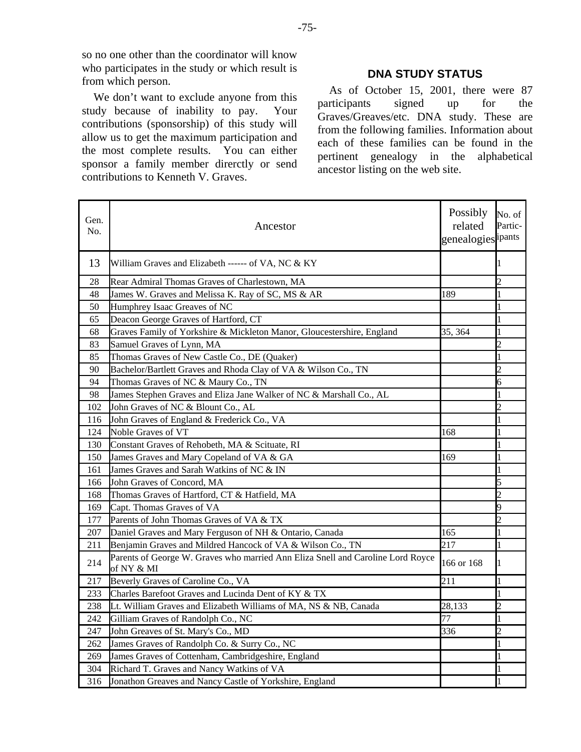so no one other than the coordinator will know who participates in the study or which result is from which person.

We don't want to exclude anyone from this study because of inability to pay. Your contributions (sponsorship) of this study will allow us to get the maximum participation and the most complete results. You can either sponsor a family member direrctly or send contributions to Kenneth V. Graves.

## DNA STUDY STATUS

As of October 15, 2001, there were 87 participants signed up for the Graves/Greaves/etc. DNA study. These are from the following families. Information about each of these families can be found in the pertinent genealogy in the alphabetical ancestor listing on the web site.

| Gen. No. | Ancestor | Possibly related genealogies | No. of Partic-ipants |
|---|---|---|---|
| 13 | William Graves and Elizabeth ------ of VA, NC & KY | | 1 |
| 28 | Rear Admiral Thomas Graves of Charlestown, MA | | 2 |
| 48 | James W. Graves and Melissa K. Ray of SC, MS & AR | 189 | 1 |
| 50 | Humphrey Isaac Greaves of NC | | 1 |
| 65 | Deacon George Graves of Hartford, CT | | 1 |
| 68 | Graves Family of Yorkshire & Mickleton Manor, Gloucestershire, England | 35, 364 | 1 |
| 83 | Samuel Graves of Lynn, MA | | 2 |
| 85 | Thomas Graves of New Castle Co., DE (Quaker) | | 1 |
| 90 | Bachelor/Bartlett Graves and Rhoda Clay of VA & Wilson Co., TN | | 2 |
| 94 | Thomas Graves of NC & Maury Co., TN | | 6 |
| 98 | James Stephen Graves and Eliza Jane Walker of NC & Marshall Co., AL | | 1 |
| 102 | John Graves of NC & Blount Co., AL | | 2 |
| 116 | John Graves of England & Frederick Co., VA | | 1 |
| 124 | Noble Graves of VT | 168 | 1 |
| 130 | Constant Graves of Rehobeth, MA & Scituate, RI | | 1 |
| 150 | James Graves and Mary Copeland of VA & GA | 169 | 1 |
| 161 | James Graves and Sarah Watkins of NC & IN | | 1 |
| 166 | John Graves of Concord, MA | | 5 |
| 168 | Thomas Graves of Hartford, CT & Hatfield, MA | | 2 |
| 169 | Capt. Thomas Graves of VA | | 9 |
| 177 | Parents of John Thomas Graves of VA & TX | | 2 |
| 207 | Daniel Graves and Mary Ferguson of NH & Ontario, Canada | 165 | 1 |
| 211 | Benjamin Graves and Mildred Hancock of VA & Wilson Co., TN | 217 | 1 |
| 214 | Parents of George W. Graves who married Ann Eliza Snell and Caroline Lord Royce of NY & MI | 166 or 168 | 1 |
| 217 | Beverly Graves of Caroline Co., VA | 211 | 1 |
| 233 | Charles Barefoot Graves and Lucinda Dent of KY & TX | | 1 |
| 238 | Lt. William Graves and Elizabeth Williams of MA, NS & NB, Canada | 28,133 | 2 |
| 242 | Gilliam Graves of Randolph Co., NC | 77 | 1 |
| 247 | John Greaves of St. Mary's Co., MD | 336 | 2 |
| 262 | James Graves of Randolph Co. & Surry Co., NC | | 1 |
| 269 | James Graves of Cottenham, Cambridgeshire, England | | 1 |
| 304 | Richard T. Graves and Nancy Watkins of VA | | 1 |
| 316 | Jonathon Greaves and Nancy Castle of Yorkshire, England | | 1 |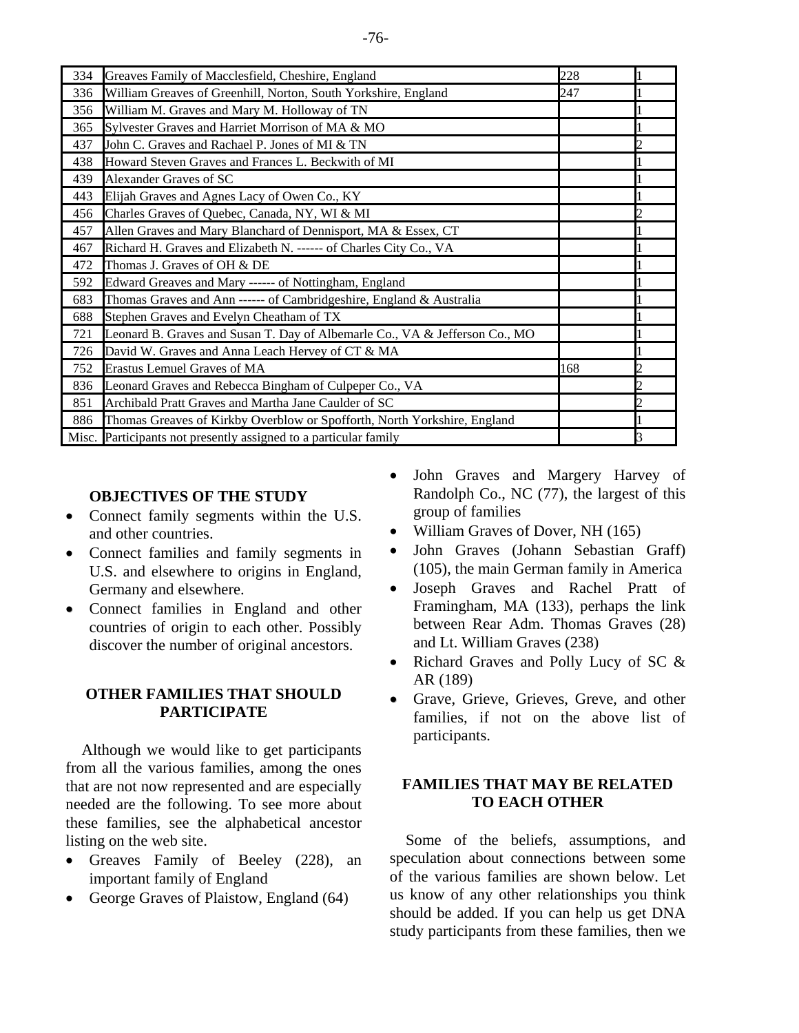| 334 | Greaves Family of Macclesfield, Cheshire, England | 228 | 1 |
|---|---|---|---|
| 336 | William Greaves of Greenhill, Norton, South Yorkshire, England | 247 | 1 |
| 356 | William M. Graves and Mary M. Holloway of TN | | 1 |
| 365 | Sylvester Graves and Harriet Morrison of MA & MO | | 1 |
| 437 | John C. Graves and Rachael P. Jones of MI & TN | | 2 |
| 438 | Howard Steven Graves and Frances L. Beckwith of MI | | 1 |
| 439 | Alexander Graves of SC | | 1 |
| 443 | Elijah Graves and Agnes Lacy of Owen Co., KY | | 1 |
| 456 | Charles Graves of Quebec, Canada, NY, WI & MI | | 2 |
| 457 | Allen Graves and Mary Blanchard of Dennisport, MA & Essex, CT | | 1 |
| 467 | Richard H. Graves and Elizabeth N. ------ of Charles City Co., VA | | 1 |
| 472 | Thomas J. Graves of OH & DE | | 1 |
| 592 | Edward Greaves and Mary ------ of Nottingham, England | | 1 |
| 683 | Thomas Graves and Ann ------ of Cambridgeshire, England & Australia | | 1 |
| 688 | Stephen Graves and Evelyn Cheatham of TX | | 1 |
| 721 | Leonard B. Graves and Susan T. Day of Albemarle Co., VA & Jefferson Co., MO | | 1 |
| 726 | David W. Graves and Anna Leach Hervey of CT & MA | | 1 |
| 752 | Erastus Lemuel Graves of MA | 168 | 2 |
| 836 | Leonard Graves and Rebecca Bingham of Culpeper Co., VA | | 2 |
| 851 | Archibald Pratt Graves and Martha Jane Caulder of SC | | 2 |
| 886 | Thomas Greaves of Kirkby Overblow or Spofforth, North Yorkshire, England | | 1 |
| Misc. | Participants not presently assigned to a particular family | | 3 |

## OBJECTIVES OF THE STUDY

- Connect family segments within the U.S. and other countries.
- Connect families and family segments in U.S. and elsewhere to origins in England, Germany and elsewhere.
- Connect families in England and other countries of origin to each other. Possibly discover the number of original ancestors.

## OTHER FAMILIES THAT SHOULD PARTICIPATE

Although we would like to get participants from all the various families, among the ones that are not now represented and are especially needed are the following. To see more about these families, see the alphabetical ancestor listing on the web site.

- Greaves Family of Beeley (228), an important family of England
- George Graves of Plaistow, England (64)
- John Graves and Margery Harvey of Randolph Co., NC (77), the largest of this group of families
- William Graves of Dover, NH (165)
- John Graves (Johann Sebastian Graff) (105), the main German family in America
- Joseph Graves and Rachel Pratt of Framingham, MA (133), perhaps the link between Rear Adm. Thomas Graves (28) and Lt. William Graves (238)
- Richard Graves and Polly Lucy of SC & AR (189)
- Grave, Grieve, Grieves, Greve, and other families, if not on the above list of participants.

## FAMILIES THAT MAY BE RELATED TO EACH OTHER

Some of the beliefs, assumptions, and speculation about connections between some of the various families are shown below. Let us know of any other relationships you think should be added. If you can help us get DNA study participants from these families, then we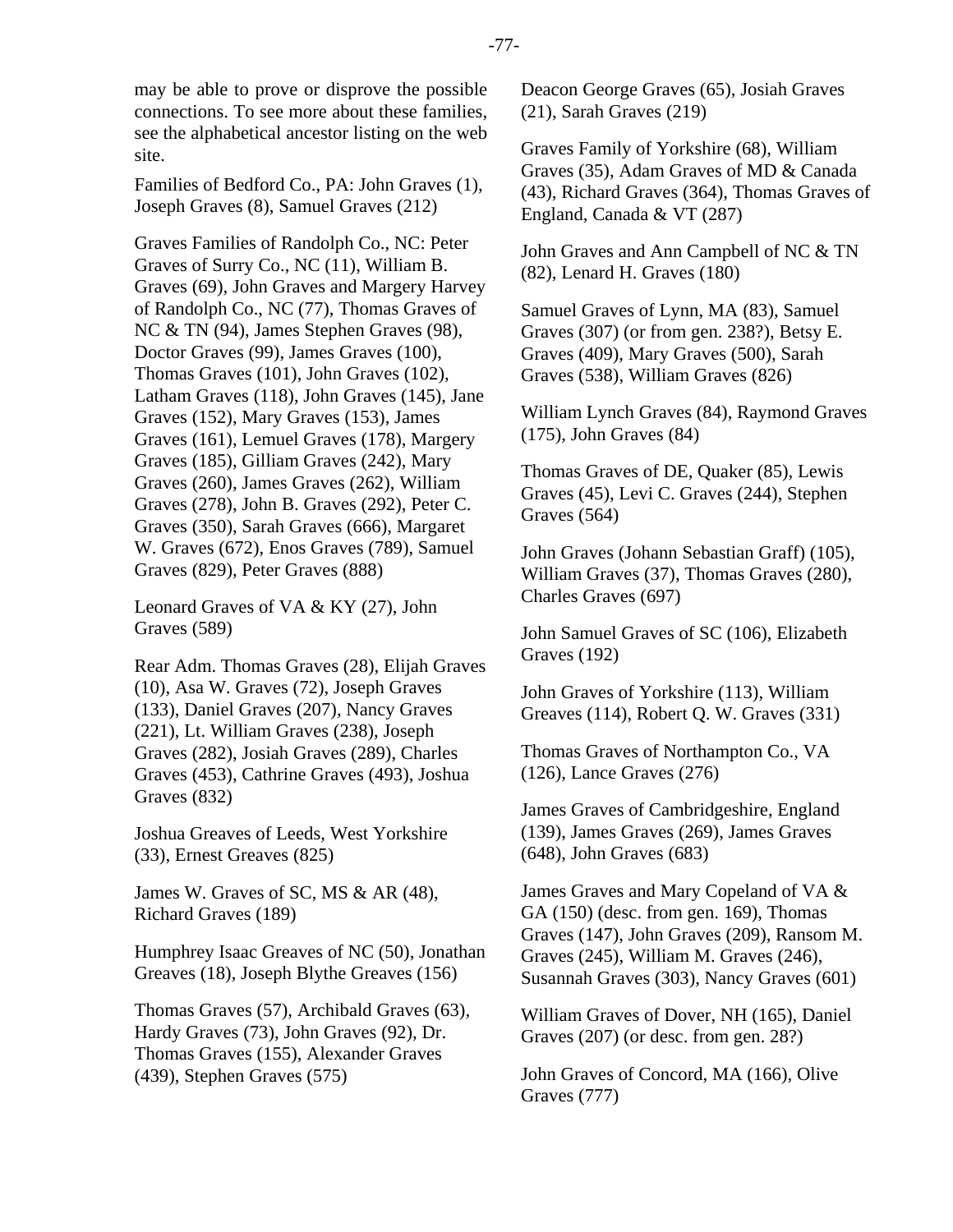may be able to prove or disprove the possible connections. To see more about these families, see the alphabetical ancestor listing on the web site.

Families of Bedford Co., PA: John Graves (1), Joseph Graves (8), Samuel Graves (212)

Graves Families of Randolph Co., NC: Peter Graves of Surry Co., NC (11), William B. Graves (69), John Graves and Margery Harvey of Randolph Co., NC (77), Thomas Graves of NC & TN (94), James Stephen Graves (98), Doctor Graves (99), James Graves (100), Thomas Graves (101), John Graves (102), Latham Graves (118), John Graves (145), Jane Graves (152), Mary Graves (153), James Graves (161), Lemuel Graves (178), Margery Graves (185), Gilliam Graves (242), Mary Graves (260), James Graves (262), William Graves (278), John B. Graves (292), Peter C. Graves (350), Sarah Graves (666), Margaret W. Graves (672), Enos Graves (789), Samuel Graves (829), Peter Graves (888)

Leonard Graves of VA & KY (27), John Graves (589)

Rear Adm. Thomas Graves (28), Elijah Graves (10), Asa W. Graves (72), Joseph Graves (133), Daniel Graves (207), Nancy Graves (221), Lt. William Graves (238), Joseph Graves (282), Josiah Graves (289), Charles Graves (453), Cathrine Graves (493), Joshua Graves (832)

Joshua Greaves of Leeds, West Yorkshire (33), Ernest Greaves (825)

James W. Graves of SC, MS & AR (48), Richard Graves (189)

Humphrey Isaac Greaves of NC (50), Jonathan Greaves (18), Joseph Blythe Greaves (156)

Thomas Graves (57), Archibald Graves (63), Hardy Graves (73), John Graves (92), Dr. Thomas Graves (155), Alexander Graves (439), Stephen Graves (575)

Deacon George Graves (65), Josiah Graves (21), Sarah Graves (219)

Graves Family of Yorkshire (68), William Graves (35), Adam Graves of MD & Canada (43), Richard Graves (364), Thomas Graves of England, Canada & VT (287)

John Graves and Ann Campbell of NC & TN (82), Lenard H. Graves (180)

Samuel Graves of Lynn, MA (83), Samuel Graves (307) (or from gen. 238?), Betsy E. Graves (409), Mary Graves (500), Sarah Graves (538), William Graves (826)

William Lynch Graves (84), Raymond Graves (175), John Graves (84)

Thomas Graves of DE, Quaker (85), Lewis Graves (45), Levi C. Graves (244), Stephen Graves (564)

John Graves (Johann Sebastian Graff) (105), William Graves (37), Thomas Graves (280), Charles Graves (697)

John Samuel Graves of SC (106), Elizabeth Graves (192)

John Graves of Yorkshire (113), William Greaves (114), Robert Q. W. Graves (331)

Thomas Graves of Northampton Co., VA (126), Lance Graves (276)

James Graves of Cambridgeshire, England (139), James Graves (269), James Graves (648), John Graves (683)

James Graves and Mary Copeland of VA & GA (150) (desc. from gen. 169), Thomas Graves (147), John Graves (209), Ransom M. Graves (245), William M. Graves (246), Susannah Graves (303), Nancy Graves (601)

William Graves of Dover, NH (165), Daniel Graves (207) (or desc. from gen. 28?)

John Graves of Concord, MA (166), Olive Graves (777)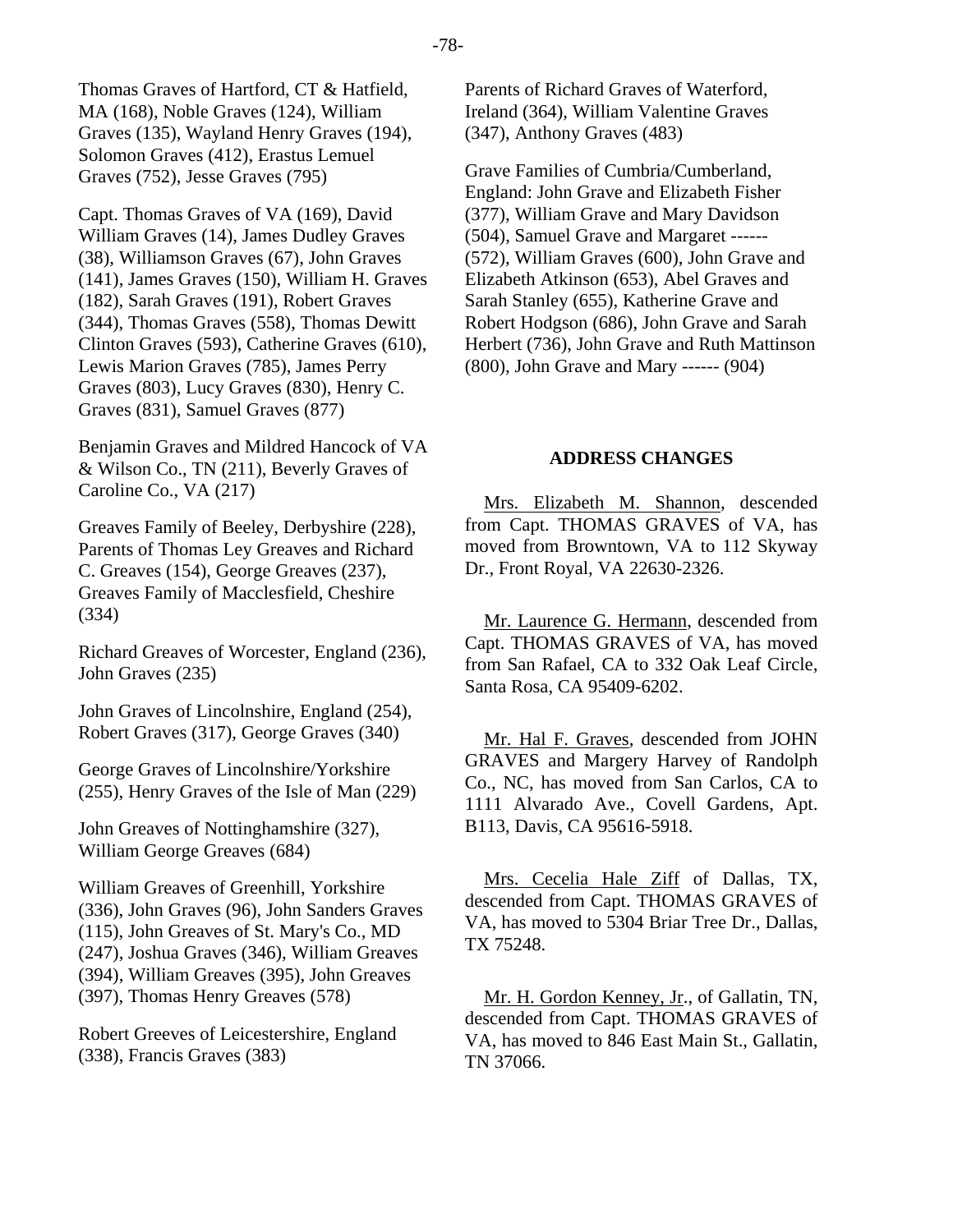Thomas Graves of Hartford, CT & Hatfield, MA (168), Noble Graves (124), William Graves (135), Wayland Henry Graves (194), Solomon Graves (412), Erastus Lemuel Graves (752), Jesse Graves (795)

Capt. Thomas Graves of VA (169), David William Graves (14), James Dudley Graves (38), Williamson Graves (67), John Graves (141), James Graves (150), William H. Graves (182), Sarah Graves (191), Robert Graves (344), Thomas Graves (558), Thomas Dewitt Clinton Graves (593), Catherine Graves (610), Lewis Marion Graves (785), James Perry Graves (803), Lucy Graves (830), Henry C. Graves (831), Samuel Graves (877)

Benjamin Graves and Mildred Hancock of VA & Wilson Co., TN (211), Beverly Graves of Caroline Co., VA (217)

Greaves Family of Beeley, Derbyshire (228), Parents of Thomas Ley Greaves and Richard C. Greaves (154), George Greaves (237), Greaves Family of Macclesfield, Cheshire (334)

Richard Greaves of Worcester, England (236), John Graves (235)

John Graves of Lincolnshire, England (254), Robert Graves (317), George Graves (340)

George Graves of Lincolnshire/Yorkshire (255), Henry Graves of the Isle of Man (229)

John Greaves of Nottinghamshire (327), William George Greaves (684)

William Greaves of Greenhill, Yorkshire (336), John Graves (96), John Sanders Graves (115), John Greaves of St. Mary's Co., MD (247), Joshua Graves (346), William Greaves (394), William Greaves (395), John Greaves (397), Thomas Henry Greaves (578)

Robert Greeves of Leicestershire, England (338), Francis Graves (383)

Parents of Richard Graves of Waterford, Ireland (364), William Valentine Graves (347), Anthony Graves (483)

Grave Families of Cumbria/Cumberland, England: John Grave and Elizabeth Fisher (377), William Grave and Mary Davidson (504), Samuel Grave and Margaret ------ (572), William Graves (600), John Grave and Elizabeth Atkinson (653), Abel Graves and Sarah Stanley (655), Katherine Grave and Robert Hodgson (686), John Grave and Sarah Herbert (736), John Grave and Ruth Mattinson (800), John Grave and Mary ------ (904)

## ADDRESS CHANGES

Mrs. Elizabeth M. Shannon, descended from Capt. THOMAS GRAVES of VA, has moved from Browntown, VA to 112 Skyway Dr., Front Royal, VA 22630-2326.

Mr. Laurence G. Hermann, descended from Capt. THOMAS GRAVES of VA, has moved from San Rafael, CA to 332 Oak Leaf Circle, Santa Rosa, CA 95409-6202.

Mr. Hal F. Graves, descended from JOHN GRAVES and Margery Harvey of Randolph Co., NC, has moved from San Carlos, CA to 1111 Alvarado Ave., Covell Gardens, Apt. B113, Davis, CA 95616-5918.

Mrs. Cecelia Hale Ziff of Dallas, TX, descended from Capt. THOMAS GRAVES of VA, has moved to 5304 Briar Tree Dr., Dallas, TX 75248.

Mr. H. Gordon Kenney, Jr., of Gallatin, TN, descended from Capt. THOMAS GRAVES of VA, has moved to 846 East Main St., Gallatin, TN 37066.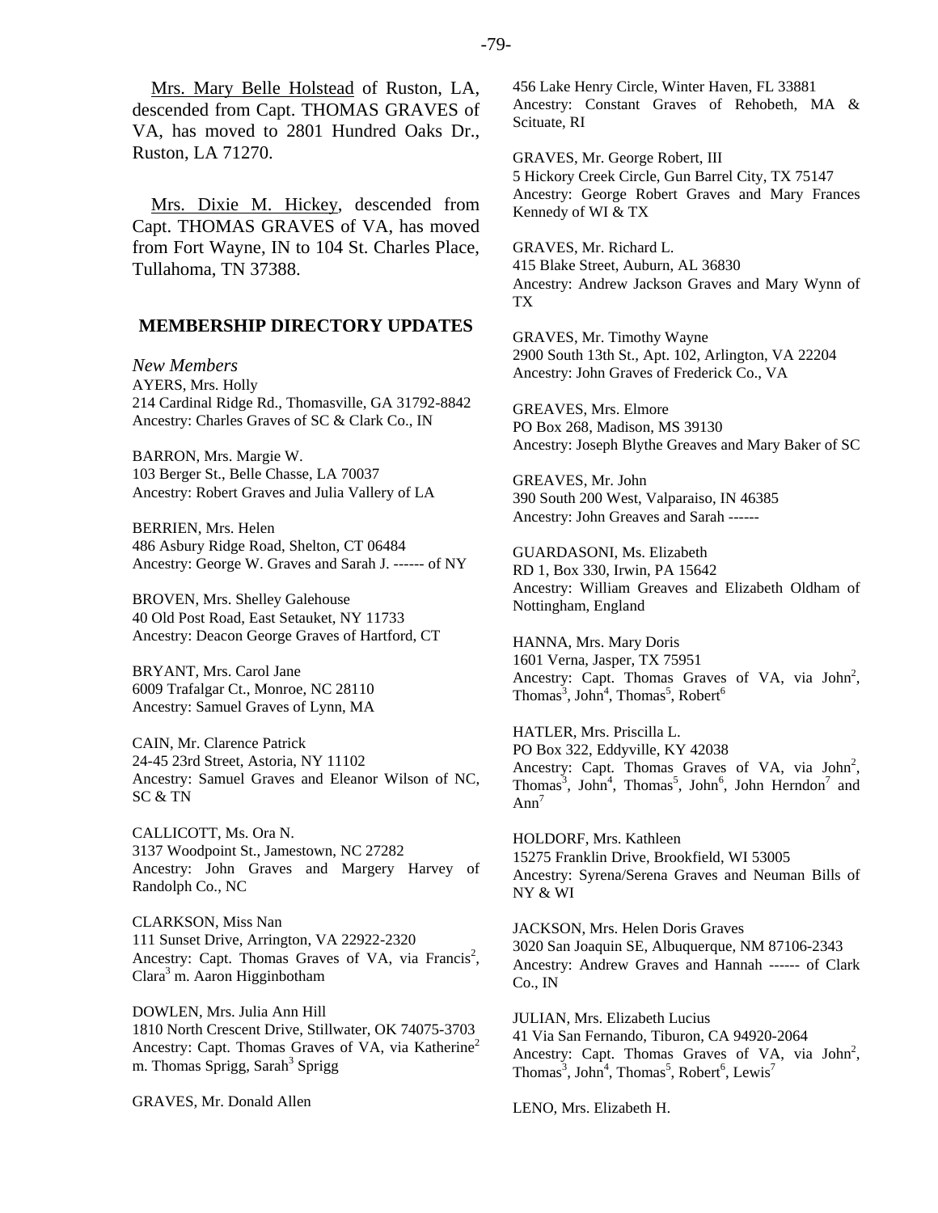Mrs. Mary Belle Holstead of Ruston, LA, descended from Capt. THOMAS GRAVES of VA, has moved to 2801 Hundred Oaks Dr., Ruston, LA 71270.

Mrs. Dixie M. Hickey, descended from Capt. THOMAS GRAVES of VA, has moved from Fort Wayne, IN to 104 St. Charles Place, Tullahoma, TN 37388.

## MEMBERSHIP DIRECTORY UPDATES

*New Members*

AYERS, Mrs. Holly
214 Cardinal Ridge Rd., Thomasville, GA 31792-8842
Ancestry: Charles Graves of SC & Clark Co., IN

BARRON, Mrs. Margie W.
103 Berger St., Belle Chasse, LA 70037
Ancestry: Robert Graves and Julia Vallery of LA

BERRIEN, Mrs. Helen
486 Asbury Ridge Road, Shelton, CT 06484
Ancestry: George W. Graves and Sarah J. ------ of NY

BROVEN, Mrs. Shelley Galehouse
40 Old Post Road, East Setauket, NY 11733
Ancestry: Deacon George Graves of Hartford, CT

BRYANT, Mrs. Carol Jane
6009 Trafalgar Ct., Monroe, NC 28110
Ancestry: Samuel Graves of Lynn, MA

CAIN, Mr. Clarence Patrick
24-45 23rd Street, Astoria, NY 11102
Ancestry: Samuel Graves and Eleanor Wilson of NC, SC & TN

CALLICOTT, Ms. Ora N.
3137 Woodpoint St., Jamestown, NC 27282
Ancestry: John Graves and Margery Harvey of Randolph Co., NC

CLARKSON, Miss Nan
111 Sunset Drive, Arrington, VA 22922-2320
Ancestry: Capt. Thomas Graves of VA, via Francis$^2$, Clara$^3$ m. Aaron Higginbotham

DOWLEN, Mrs. Julia Ann Hill
1810 North Crescent Drive, Stillwater, OK 74075-3703
Ancestry: Capt. Thomas Graves of VA, via Katherine$^2$ m. Thomas Sprigg, Sarah$^3$ Sprigg

GRAVES, Mr. Donald Allen
456 Lake Henry Circle, Winter Haven, FL 33881
Ancestry: Constant Graves of Rehobeth, MA & Scituate, RI

GRAVES, Mr. George Robert, III
5 Hickory Creek Circle, Gun Barrel City, TX 75147
Ancestry: George Robert Graves and Mary Frances Kennedy of WI & TX

GRAVES, Mr. Richard L.
415 Blake Street, Auburn, AL 36830
Ancestry: Andrew Jackson Graves and Mary Wynn of TX

GRAVES, Mr. Timothy Wayne
2900 South 13th St., Apt. 102, Arlington, VA 22204
Ancestry: John Graves of Frederick Co., VA

GREAVES, Mrs. Elmore
PO Box 268, Madison, MS 39130
Ancestry: Joseph Blythe Greaves and Mary Baker of SC

GREAVES, Mr. John
390 South 200 West, Valparaiso, IN 46385
Ancestry: John Greaves and Sarah ------

GUARDASONI, Ms. Elizabeth
RD 1, Box 330, Irwin, PA 15642
Ancestry: William Greaves and Elizabeth Oldham of Nottingham, England

HANNA, Mrs. Mary Doris
1601 Verna, Jasper, TX 75951
Ancestry: Capt. Thomas Graves of VA, via John$^2$, Thomas$^3$, John$^4$, Thomas$^5$, Robert$^6$

HATLER, Mrs. Priscilla L.
PO Box 322, Eddyville, KY 42038
Ancestry: Capt. Thomas Graves of VA, via John$^2$, Thomas$^3$, John$^4$, Thomas$^5$, John$^6$, John Herndon$^7$ and Ann$^7$

HOLDORF, Mrs. Kathleen
15275 Franklin Drive, Brookfield, WI 53005
Ancestry: Syrena/Serena Graves and Neuman Bills of NY & WI

JACKSON, Mrs. Helen Doris Graves
3020 San Joaquin SE, Albuquerque, NM 87106-2343
Ancestry: Andrew Graves and Hannah ------ of Clark Co., IN

JULIAN, Mrs. Elizabeth Lucius
41 Via San Fernando, Tiburon, CA 94920-2064
Ancestry: Capt. Thomas Graves of VA, via John$^2$, Thomas$^3$, John$^4$, Thomas$^5$, Robert$^6$, Lewis$^7$

LENO, Mrs. Elizabeth H.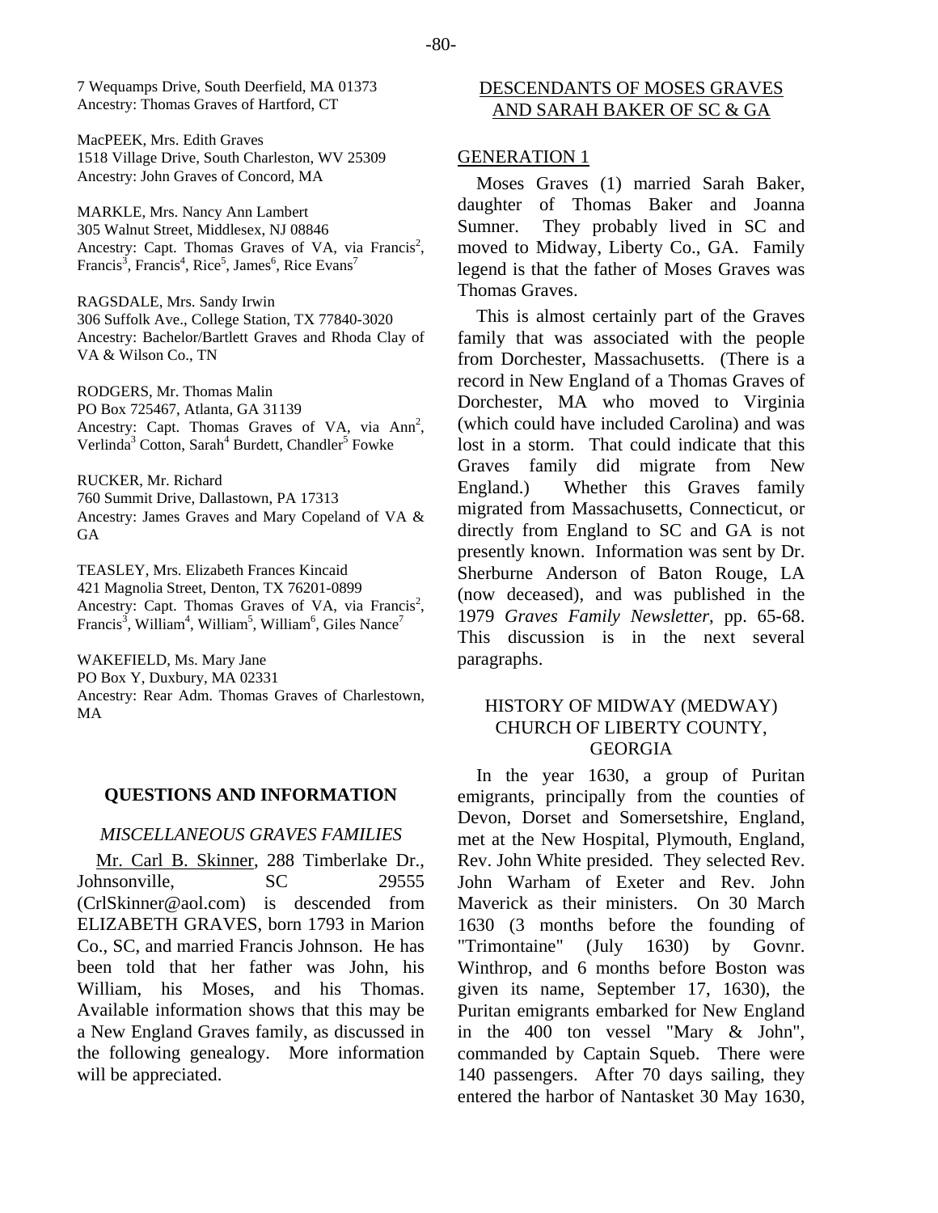7 Wequamps Drive, South Deerfield, MA 01373
Ancestry: Thomas Graves of Hartford, CT

MacPEEK, Mrs. Edith Graves
1518 Village Drive, South Charleston, WV 25309
Ancestry: John Graves of Concord, MA

MARKLE, Mrs. Nancy Ann Lambert
305 Walnut Street, Middlesex, NJ 08846
Ancestry: Capt. Thomas Graves of VA, via Francis[2], Francis[3], Francis[4], Rice[5], James[6], Rice Evans[7]

RAGSDALE, Mrs. Sandy Irwin
306 Suffolk Ave., College Station, TX 77840-3020
Ancestry: Bachelor/Bartlett Graves and Rhoda Clay of VA & Wilson Co., TN

RODGERS, Mr. Thomas Malin
PO Box 725467, Atlanta, GA 31139
Ancestry: Capt. Thomas Graves of VA, via Ann[2], Verlinda[3] Cotton, Sarah[4] Burdett, Chandler[5] Fowke

RUCKER, Mr. Richard
760 Summit Drive, Dallastown, PA 17313
Ancestry: James Graves and Mary Copeland of VA & GA

TEASLEY, Mrs. Elizabeth Frances Kincaid
421 Magnolia Street, Denton, TX 76201-0899
Ancestry: Capt. Thomas Graves of VA, via Francis[2], Francis[3], William[4], William[5], William[6], Giles Nance[7]

WAKEFIELD, Ms. Mary Jane
PO Box Y, Duxbury, MA 02331
Ancestry: Rear Adm. Thomas Graves of Charlestown, MA

## QUESTIONS AND INFORMATION

### *MISCELLANEOUS GRAVES FAMILIES*

Mr. Carl B. Skinner, 288 Timberlake Dr., Johnsonville, SC 29555 (CrlSkinner@aol.com) is descended from ELIZABETH GRAVES, born 1793 in Marion Co., SC, and married Francis Johnson. He has been told that her father was John, his William, his Moses, and his Thomas. Available information shows that this may be a New England Graves family, as discussed in the following genealogy. More information will be appreciated.

## DESCENDANTS OF MOSES GRAVES AND SARAH BAKER OF SC & GA

### GENERATION 1

Moses Graves (1) married Sarah Baker, daughter of Thomas Baker and Joanna Sumner. They probably lived in SC and moved to Midway, Liberty Co., GA. Family legend is that the father of Moses Graves was Thomas Graves.

This is almost certainly part of the Graves family that was associated with the people from Dorchester, Massachusetts. (There is a record in New England of a Thomas Graves of Dorchester, MA who moved to Virginia (which could have included Carolina) and was lost in a storm. That could indicate that this Graves family did migrate from New England.) Whether this Graves family migrated from Massachusetts, Connecticut, or directly from England to SC and GA is not presently known. Information was sent by Dr. Sherburne Anderson of Baton Rouge, LA (now deceased), and was published in the 1979 *Graves Family Newsletter*, pp. 65-68. This discussion is in the next several paragraphs.

### HISTORY OF MIDWAY (MEDWAY) CHURCH OF LIBERTY COUNTY, GEORGIA

In the year 1630, a group of Puritan emigrants, principally from the counties of Devon, Dorset and Somersetshire, England, met at the New Hospital, Plymouth, England, Rev. John White presided. They selected Rev. John Warham of Exeter and Rev. John Maverick as their ministers. On 30 March 1630 (3 months before the founding of "Trimontaine" (July 1630) by Govnr. Winthrop, and 6 months before Boston was given its name, September 17, 1630), the Puritan emigrants embarked for New England in the 400 ton vessel "Mary & John", commanded by Captain Squeb. There were 140 passengers. After 70 days sailing, they entered the harbor of Nantasket 30 May 1630,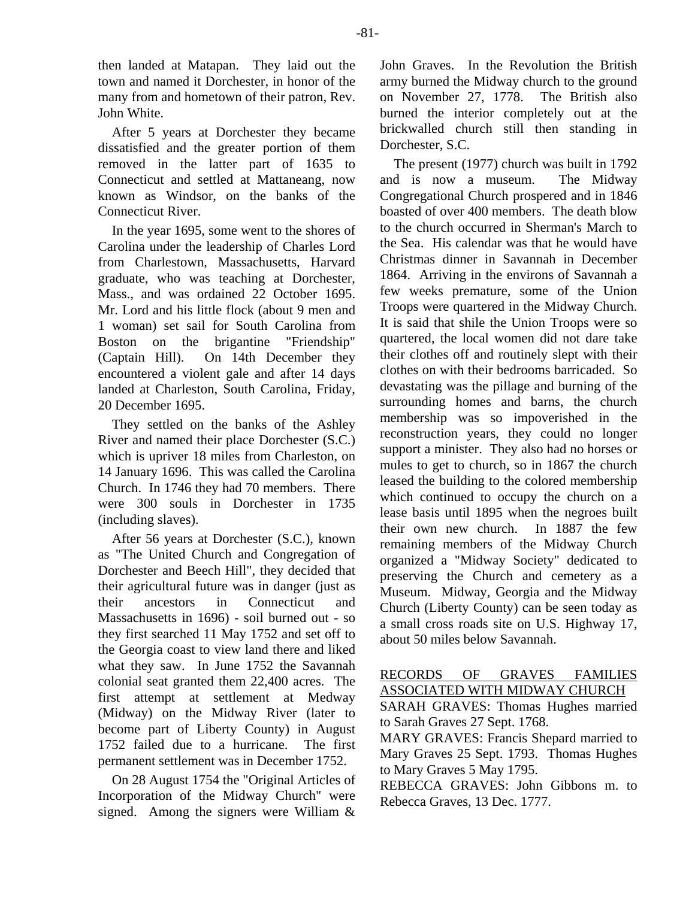then landed at Matapan. They laid out the town and named it Dorchester, in honor of the many from and hometown of their patron, Rev. John White.

After 5 years at Dorchester they became dissatisfied and the greater portion of them removed in the latter part of 1635 to Connecticut and settled at Mattaneang, now known as Windsor, on the banks of the Connecticut River.

In the year 1695, some went to the shores of Carolina under the leadership of Charles Lord from Charlestown, Massachusetts, Harvard graduate, who was teaching at Dorchester, Mass., and was ordained 22 October 1695. Mr. Lord and his little flock (about 9 men and 1 woman) set sail for South Carolina from Boston on the brigantine "Friendship" (Captain Hill). On 14th December they encountered a violent gale and after 14 days landed at Charleston, South Carolina, Friday, 20 December 1695.

They settled on the banks of the Ashley River and named their place Dorchester (S.C.) which is upriver 18 miles from Charleston, on 14 January 1696. This was called the Carolina Church. In 1746 they had 70 members. There were 300 souls in Dorchester in 1735 (including slaves).

After 56 years at Dorchester (S.C.), known as "The United Church and Congregation of Dorchester and Beech Hill", they decided that their agricultural future was in danger (just as their ancestors in Connecticut and Massachusetts in 1696) - soil burned out - so they first searched 11 May 1752 and set off to the Georgia coast to view land there and liked what they saw. In June 1752 the Savannah colonial seat granted them 22,400 acres. The first attempt at settlement at Medway (Midway) on the Midway River (later to become part of Liberty County) in August 1752 failed due to a hurricane. The first permanent settlement was in December 1752.

On 28 August 1754 the "Original Articles of Incorporation of the Midway Church" were signed. Among the signers were William & John Graves. In the Revolution the British army burned the Midway church to the ground on November 27, 1778. The British also burned the interior completely out at the brickwalled church still then standing in Dorchester, S.C.

The present (1977) church was built in 1792 and is now a museum. The Midway Congregational Church prospered and in 1846 boasted of over 400 members. The death blow to the church occurred in Sherman's March to the Sea. His calendar was that he would have Christmas dinner in Savannah in December 1864. Arriving in the environs of Savannah a few weeks premature, some of the Union Troops were quartered in the Midway Church. It is said that shile the Union Troops were so quartered, the local women did not dare take their clothes off and routinely slept with their clothes on with their bedrooms barricaded. So devastating was the pillage and burning of the surrounding homes and barns, the church membership was so impoverished in the reconstruction years, they could no longer support a minister. They also had no horses or mules to get to church, so in 1867 the church leased the building to the colored membership which continued to occupy the church on a lease basis until 1895 when the negroes built their own new church. In 1887 the few remaining members of the Midway Church organized a "Midway Society" dedicated to preserving the Church and cemetery as a Museum. Midway, Georgia and the Midway Church (Liberty County) can be seen today as a small cross roads site on U.S. Highway 17, about 50 miles below Savannah.

RECORDS OF GRAVES FAMILIES ASSOCIATED WITH MIDWAY CHURCH

SARAH GRAVES: Thomas Hughes married to Sarah Graves 27 Sept. 1768.

MARY GRAVES: Francis Shepard married to Mary Graves 25 Sept. 1793. Thomas Hughes to Mary Graves 5 May 1795.

REBECCA GRAVES: John Gibbons m. to Rebecca Graves, 13 Dec. 1777.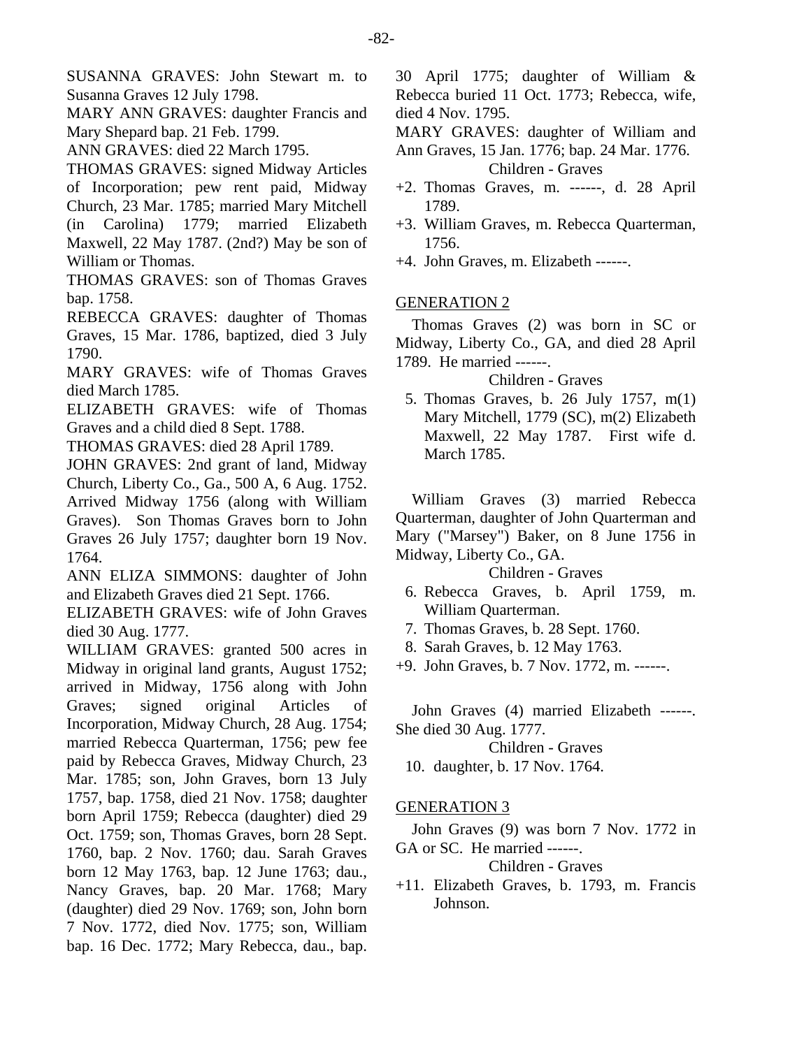SUSANNA GRAVES: John Stewart m. to Susanna Graves 12 July 1798.

MARY ANN GRAVES: daughter Francis and Mary Shepard bap. 21 Feb. 1799.

ANN GRAVES: died 22 March 1795.

THOMAS GRAVES: signed Midway Articles of Incorporation; pew rent paid, Midway Church, 23 Mar. 1785; married Mary Mitchell (in Carolina) 1779; married Elizabeth Maxwell, 22 May 1787. (2nd?) May be son of William or Thomas.

THOMAS GRAVES: son of Thomas Graves bap. 1758.

REBECCA GRAVES: daughter of Thomas Graves, 15 Mar. 1786, baptized, died 3 July 1790.

MARY GRAVES: wife of Thomas Graves died March 1785.

ELIZABETH GRAVES: wife of Thomas Graves and a child died 8 Sept. 1788.

THOMAS GRAVES: died 28 April 1789.

JOHN GRAVES: 2nd grant of land, Midway Church, Liberty Co., Ga., 500 A, 6 Aug. 1752. Arrived Midway 1756 (along with William Graves). Son Thomas Graves born to John Graves 26 July 1757; daughter born 19 Nov. 1764.

ANN ELIZA SIMMONS: daughter of John and Elizabeth Graves died 21 Sept. 1766.

ELIZABETH GRAVES: wife of John Graves died 30 Aug. 1777.

WILLIAM GRAVES: granted 500 acres in Midway in original land grants, August 1752; arrived in Midway, 1756 along with John Graves; signed original Articles of Incorporation, Midway Church, 28 Aug. 1754; married Rebecca Quarterman, 1756; pew fee paid by Rebecca Graves, Midway Church, 23 Mar. 1785; son, John Graves, born 13 July 1757, bap. 1758, died 21 Nov. 1758; daughter born April 1759; Rebecca (daughter) died 29 Oct. 1759; son, Thomas Graves, born 28 Sept. 1760, bap. 2 Nov. 1760; dau. Sarah Graves born 12 May 1763, bap. 12 June 1763; dau., Nancy Graves, bap. 20 Mar. 1768; Mary (daughter) died 29 Nov. 1769; son, John born 7 Nov. 1772, died Nov. 1775; son, William bap. 16 Dec. 1772; Mary Rebecca, dau., bap. 30 April 1775; daughter of William & Rebecca buried 11 Oct. 1773; Rebecca, wife, died 4 Nov. 1795.

MARY GRAVES: daughter of William and Ann Graves, 15 Jan. 1776; bap. 24 Mar. 1776.

Children - Graves

+2. Thomas Graves, m. ------, d. 28 April 1789.

+3. William Graves, m. Rebecca Quarterman, 1756.

+4. John Graves, m. Elizabeth ------.

## GENERATION 2

Thomas Graves (2) was born in SC or Midway, Liberty Co., GA, and died 28 April 1789. He married ------.

Children - Graves

5. Thomas Graves, b. 26 July 1757, m(1) Mary Mitchell, 1779 (SC), m(2) Elizabeth Maxwell, 22 May 1787. First wife d. March 1785.

William Graves (3) married Rebecca Quarterman, daughter of John Quarterman and Mary ("Marsey") Baker, on 8 June 1756 in Midway, Liberty Co., GA.

Children - Graves

6. Rebecca Graves, b. April 1759, m. William Quarterman.
7. Thomas Graves, b. 28 Sept. 1760.
8. Sarah Graves, b. 12 May 1763.

+9. John Graves, b. 7 Nov. 1772, m. ------.

John Graves (4) married Elizabeth ------. She died 30 Aug. 1777.

Children - Graves

10. daughter, b. 17 Nov. 1764.

## GENERATION 3

John Graves (9) was born 7 Nov. 1772 in GA or SC. He married ------.

Children - Graves

+11. Elizabeth Graves, b. 1793, m. Francis Johnson.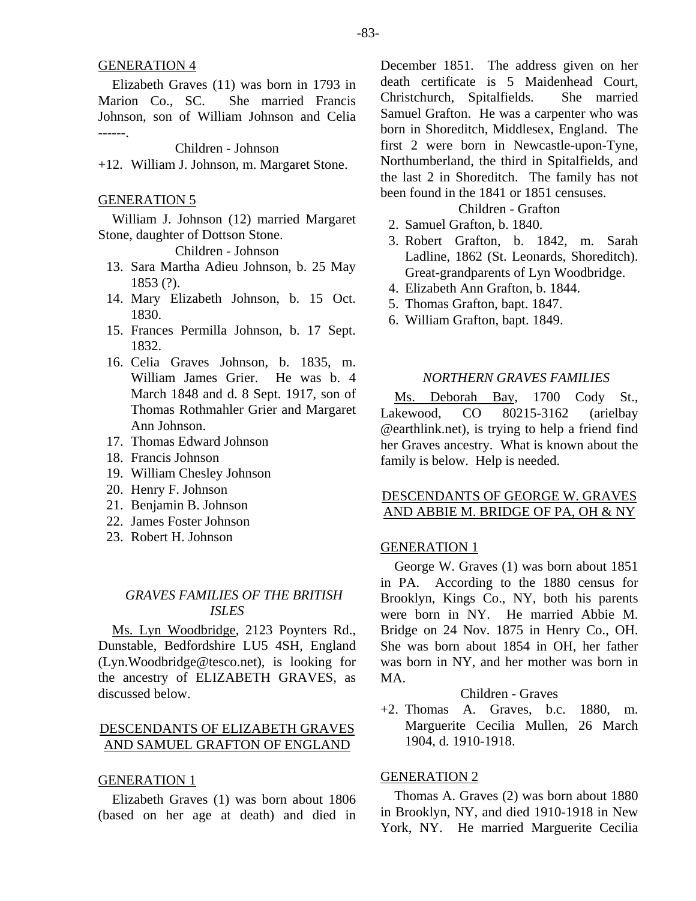GENERATION 4

Elizabeth Graves (11) was born in 1793 in Marion Co., SC. She married Francis Johnson, son of William Johnson and Celia ------.

Children - Johnson

+12. William J. Johnson, m. Margaret Stone.

GENERATION 5

William J. Johnson (12) married Margaret Stone, daughter of Dottson Stone.

Children - Johnson

13. Sara Martha Adieu Johnson, b. 25 May 1853 (?).
14. Mary Elizabeth Johnson, b. 15 Oct. 1830.
15. Frances Permilla Johnson, b. 17 Sept. 1832.
16. Celia Graves Johnson, b. 1835, m. William James Grier. He was b. 4 March 1848 and d. 8 Sept. 1917, son of Thomas Rothmahler Grier and Margaret Ann Johnson.
17. Thomas Edward Johnson
18. Francis Johnson
19. William Chesley Johnson
20. Henry F. Johnson
21. Benjamin B. Johnson
22. James Foster Johnson
23. Robert H. Johnson

### *GRAVES FAMILIES OF THE BRITISH ISLES*

Ms. Lyn Woodbridge, 2123 Poynters Rd., Dunstable, Bedfordshire LU5 4SH, England (Lyn.Woodbridge@tesco.net), is looking for the ancestry of ELIZABETH GRAVES, as discussed below.

## DESCENDANTS OF ELIZABETH GRAVES AND SAMUEL GRAFTON OF ENGLAND

GENERATION 1

Elizabeth Graves (1) was born about 1806 (based on her age at death) and died in December 1851. The address given on her death certificate is 5 Maidenhead Court, Christchurch, Spitalfields. She married Samuel Grafton. He was a carpenter who was born in Shoreditch, Middlesex, England. The first 2 were born in Newcastle-upon-Tyne, Northumberland, the third in Spitalfields, and the last 2 in Shoreditch. The family has not been found in the 1841 or 1851 censuses.

Children - Grafton

2. Samuel Grafton, b. 1840.
3. Robert Grafton, b. 1842, m. Sarah Ladline, 1862 (St. Leonards, Shoreditch). Great-grandparents of Lyn Woodbridge.
4. Elizabeth Ann Grafton, b. 1844.
5. Thomas Grafton, bapt. 1847.
6. William Grafton, bapt. 1849.

### *NORTHERN GRAVES FAMILIES*

Ms. Deborah Bay, 1700 Cody St., Lakewood, CO 80215-3162 (arielbay @earthlink.net), is trying to help a friend find her Graves ancestry. What is known about the family is below. Help is needed.

## DESCENDANTS OF GEORGE W. GRAVES AND ABBIE M. BRIDGE OF PA, OH & NY

GENERATION 1

George W. Graves (1) was born about 1851 in PA. According to the 1880 census for Brooklyn, Kings Co., NY, both his parents were born in NY. He married Abbie M. Bridge on 24 Nov. 1875 in Henry Co., OH. She was born about 1854 in OH, her father was born in NY, and her mother was born in MA.

Children - Graves

+2. Thomas A. Graves, b.c. 1880, m. Marguerite Cecilia Mullen, 26 March 1904, d. 1910-1918.

GENERATION 2

Thomas A. Graves (2) was born about 1880 in Brooklyn, NY, and died 1910-1918 in New York, NY. He married Marguerite Cecilia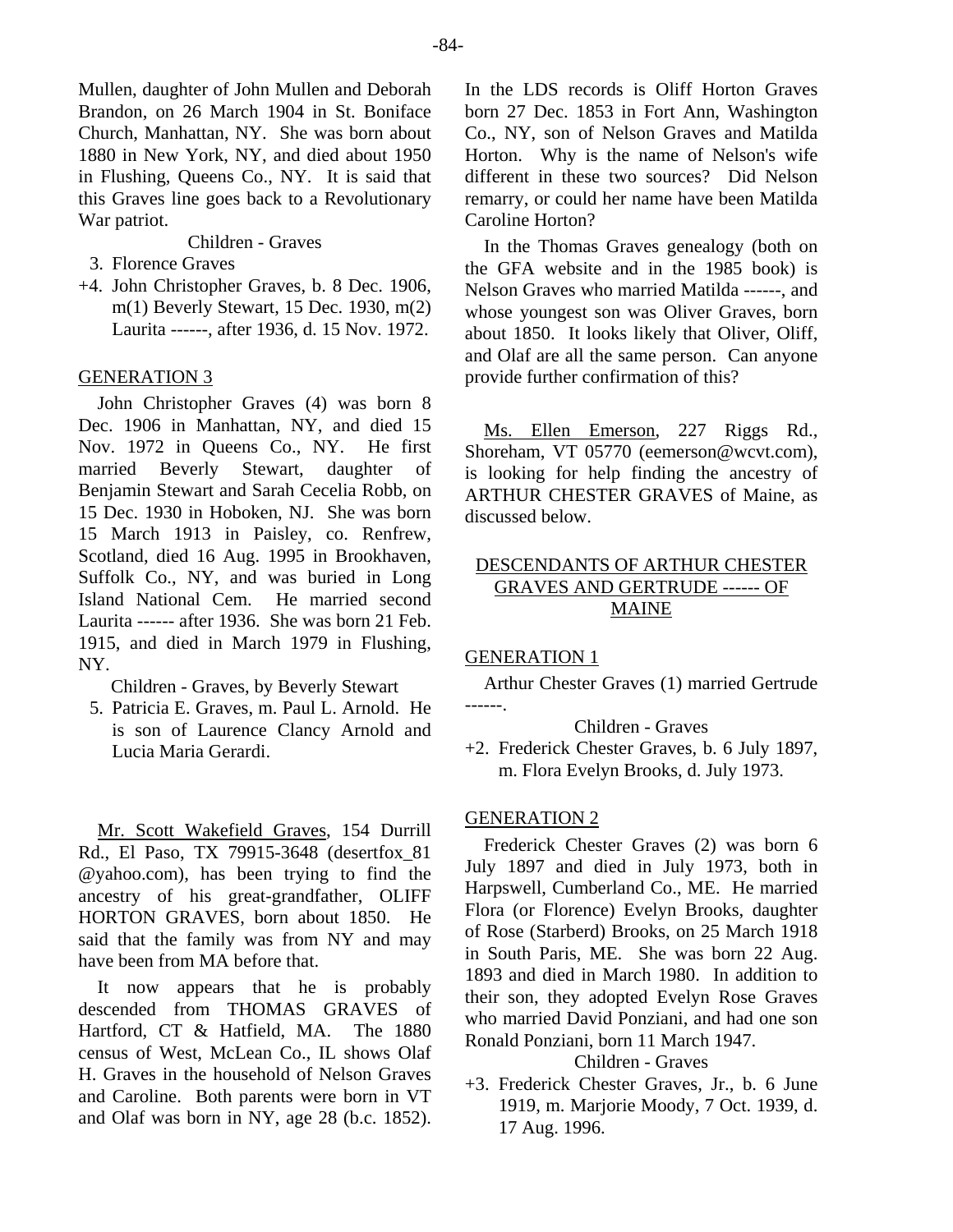Mullen, daughter of John Mullen and Deborah Brandon, on 26 March 1904 in St. Boniface Church, Manhattan, NY. She was born about 1880 in New York, NY, and died about 1950 in Flushing, Queens Co., NY. It is said that this Graves line goes back to a Revolutionary War patriot.

Children - Graves

3. Florence Graves
+4. John Christopher Graves, b. 8 Dec. 1906, m(1) Beverly Stewart, 15 Dec. 1930, m(2) Laurita ------, after 1936, d. 15 Nov. 1972.

GENERATION 3

John Christopher Graves (4) was born 8 Dec. 1906 in Manhattan, NY, and died 15 Nov. 1972 in Queens Co., NY. He first married Beverly Stewart, daughter of Benjamin Stewart and Sarah Cecelia Robb, on 15 Dec. 1930 in Hoboken, NJ. She was born 15 March 1913 in Paisley, co. Renfrew, Scotland, died 16 Aug. 1995 in Brookhaven, Suffolk Co., NY, and was buried in Long Island National Cem. He married second Laurita ------ after 1936. She was born 21 Feb. 1915, and died in March 1979 in Flushing, NY.

Children - Graves, by Beverly Stewart

5. Patricia E. Graves, m. Paul L. Arnold. He is son of Laurence Clancy Arnold and Lucia Maria Gerardi.

Mr. Scott Wakefield Graves, 154 Durrill Rd., El Paso, TX 79915-3648 (desertfox_81 @yahoo.com), has been trying to find the ancestry of his great-grandfather, OLIFF HORTON GRAVES, born about 1850. He said that the family was from NY and may have been from MA before that.

It now appears that he is probably descended from THOMAS GRAVES of Hartford, CT & Hatfield, MA. The 1880 census of West, McLean Co., IL shows Olaf H. Graves in the household of Nelson Graves and Caroline. Both parents were born in VT and Olaf was born in NY, age 28 (b.c. 1852). In the LDS records is Oliff Horton Graves born 27 Dec. 1853 in Fort Ann, Washington Co., NY, son of Nelson Graves and Matilda Horton. Why is the name of Nelson's wife different in these two sources? Did Nelson remarry, or could her name have been Matilda Caroline Horton?

In the Thomas Graves genealogy (both on the GFA website and in the 1985 book) is Nelson Graves who married Matilda ------, and whose youngest son was Oliver Graves, born about 1850. It looks likely that Oliver, Oliff, and Olaf are all the same person. Can anyone provide further confirmation of this?

Ms. Ellen Emerson, 227 Riggs Rd., Shoreham, VT 05770 (eemerson@wcvt.com), is looking for help finding the ancestry of ARTHUR CHESTER GRAVES of Maine, as discussed below.

DESCENDANTS OF ARTHUR CHESTER GRAVES AND GERTRUDE ------ OF MAINE

GENERATION 1

Arthur Chester Graves (1) married Gertrude ------.

Children - Graves

+2. Frederick Chester Graves, b. 6 July 1897, m. Flora Evelyn Brooks, d. July 1973.

GENERATION 2

Frederick Chester Graves (2) was born 6 July 1897 and died in July 1973, both in Harpswell, Cumberland Co., ME. He married Flora (or Florence) Evelyn Brooks, daughter of Rose (Starberd) Brooks, on 25 March 1918 in South Paris, ME. She was born 22 Aug. 1893 and died in March 1980. In addition to their son, they adopted Evelyn Rose Graves who married David Ponziani, and had one son Ronald Ponziani, born 11 March 1947.

Children - Graves

+3. Frederick Chester Graves, Jr., b. 6 June 1919, m. Marjorie Moody, 7 Oct. 1939, d. 17 Aug. 1996.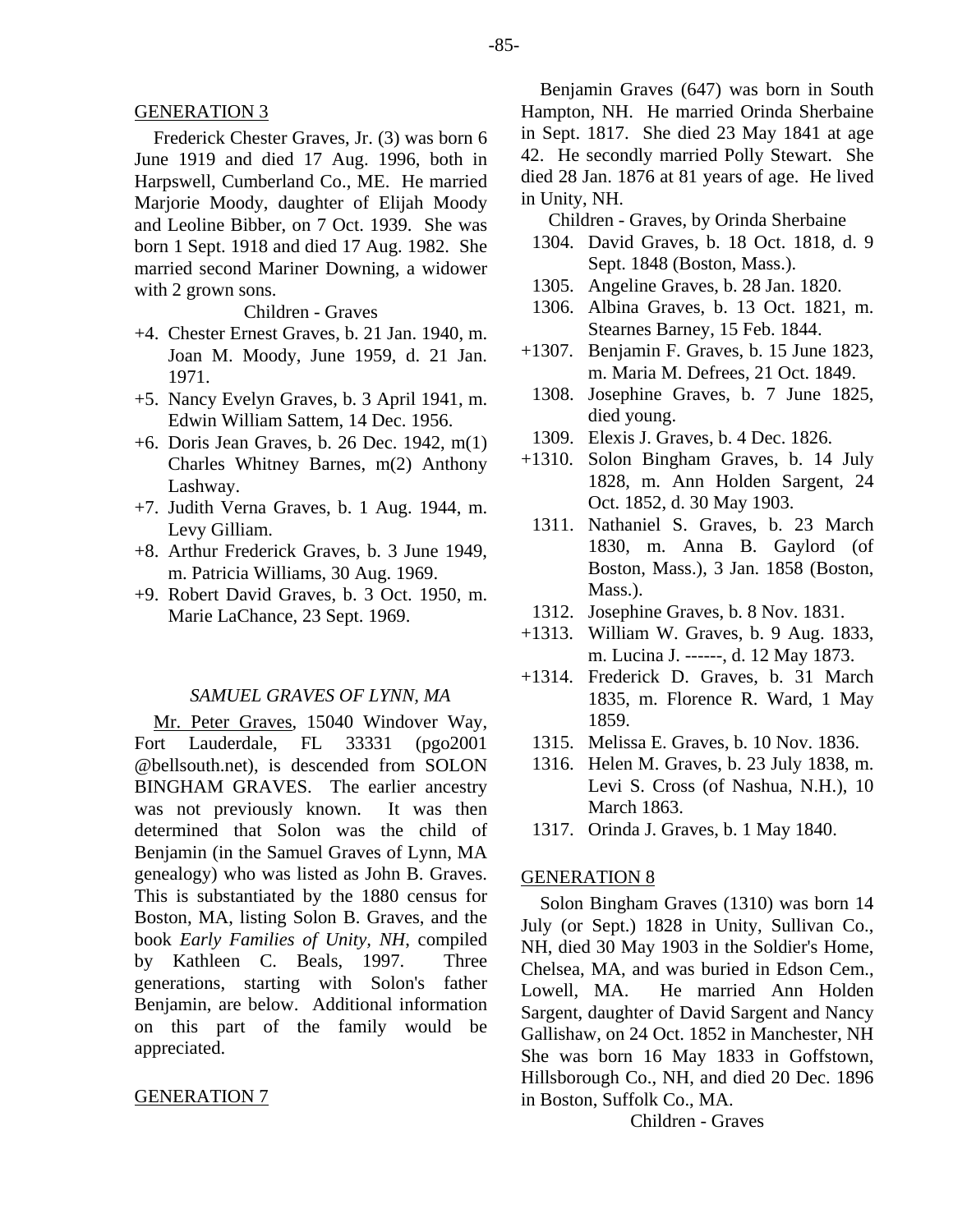GENERATION 3

Frederick Chester Graves, Jr. (3) was born 6 June 1919 and died 17 Aug. 1996, both in Harpswell, Cumberland Co., ME. He married Marjorie Moody, daughter of Elijah Moody and Leoline Bibber, on 7 Oct. 1939. She was born 1 Sept. 1918 and died 17 Aug. 1982. She married second Mariner Downing, a widower with 2 grown sons.

Children - Graves

- +4. Chester Ernest Graves, b. 21 Jan. 1940, m. Joan M. Moody, June 1959, d. 21 Jan. 1971.
- +5. Nancy Evelyn Graves, b. 3 April 1941, m. Edwin William Sattem, 14 Dec. 1956.
- +6. Doris Jean Graves, b. 26 Dec. 1942, m(1) Charles Whitney Barnes, m(2) Anthony Lashway.
- +7. Judith Verna Graves, b. 1 Aug. 1944, m. Levy Gilliam.
- +8. Arthur Frederick Graves, b. 3 June 1949, m. Patricia Williams, 30 Aug. 1969.
- +9. Robert David Graves, b. 3 Oct. 1950, m. Marie LaChance, 23 Sept. 1969.

*SAMUEL GRAVES OF LYNN, MA*

Mr. Peter Graves, 15040 Windover Way, Fort Lauderdale, FL 33331 (pgo2001 @bellsouth.net), is descended from SOLON BINGHAM GRAVES. The earlier ancestry was not previously known. It was then determined that Solon was the child of Benjamin (in the Samuel Graves of Lynn, MA genealogy) who was listed as John B. Graves. This is substantiated by the 1880 census for Boston, MA, listing Solon B. Graves, and the book *Early Families of Unity, NH*, compiled by Kathleen C. Beals, 1997. Three generations, starting with Solon's father Benjamin, are below. Additional information on this part of the family would be appreciated.

GENERATION 7

Benjamin Graves (647) was born in South Hampton, NH. He married Orinda Sherbaine in Sept. 1817. She died 23 May 1841 at age 42. He secondly married Polly Stewart. She died 28 Jan. 1876 at 81 years of age. He lived in Unity, NH.

Children - Graves, by Orinda Sherbaine

- 1304. David Graves, b. 18 Oct. 1818, d. 9 Sept. 1848 (Boston, Mass.).
- 1305. Angeline Graves, b. 28 Jan. 1820.
- 1306. Albina Graves, b. 13 Oct. 1821, m. Stearnes Barney, 15 Feb. 1844.
- +1307. Benjamin F. Graves, b. 15 June 1823, m. Maria M. Defrees, 21 Oct. 1849.
- 1308. Josephine Graves, b. 7 June 1825, died young.
- 1309. Elexis J. Graves, b. 4 Dec. 1826.
- +1310. Solon Bingham Graves, b. 14 July 1828, m. Ann Holden Sargent, 24 Oct. 1852, d. 30 May 1903.
- 1311. Nathaniel S. Graves, b. 23 March 1830, m. Anna B. Gaylord (of Boston, Mass.), 3 Jan. 1858 (Boston, Mass.).
- 1312. Josephine Graves, b. 8 Nov. 1831.
- +1313. William W. Graves, b. 9 Aug. 1833, m. Lucina J. ------, d. 12 May 1873.
- +1314. Frederick D. Graves, b. 31 March 1835, m. Florence R. Ward, 1 May 1859.
- 1315. Melissa E. Graves, b. 10 Nov. 1836.
- 1316. Helen M. Graves, b. 23 July 1838, m. Levi S. Cross (of Nashua, N.H.), 10 March 1863.
- 1317. Orinda J. Graves, b. 1 May 1840.

GENERATION 8

Solon Bingham Graves (1310) was born 14 July (or Sept.) 1828 in Unity, Sullivan Co., NH, died 30 May 1903 in the Soldier's Home, Chelsea, MA, and was buried in Edson Cem., Lowell, MA. He married Ann Holden Sargent, daughter of David Sargent and Nancy Gallishaw, on 24 Oct. 1852 in Manchester, NH She was born 16 May 1833 in Goffstown, Hillsborough Co., NH, and died 20 Dec. 1896 in Boston, Suffolk Co., MA.

Children - Graves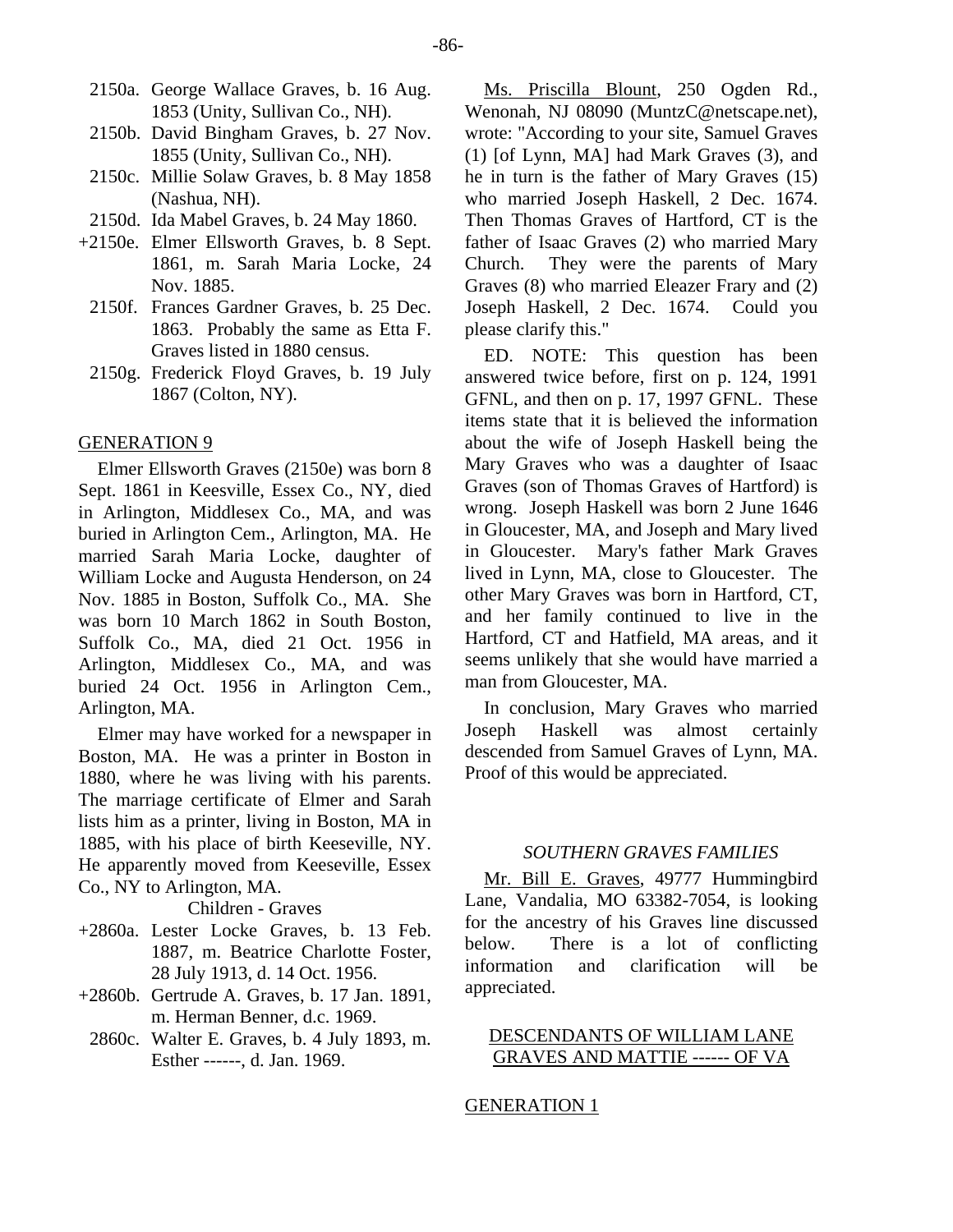2150a. George Wallace Graves, b. 16 Aug. 1853 (Unity, Sullivan Co., NH).
2150b. David Bingham Graves, b. 27 Nov. 1855 (Unity, Sullivan Co., NH).
2150c. Millie Solaw Graves, b. 8 May 1858 (Nashua, NH).
2150d. Ida Mabel Graves, b. 24 May 1860.
+2150e. Elmer Ellsworth Graves, b. 8 Sept. 1861, m. Sarah Maria Locke, 24 Nov. 1885.
2150f. Frances Gardner Graves, b. 25 Dec. 1863. Probably the same as Etta F. Graves listed in 1880 census.
2150g. Frederick Floyd Graves, b. 19 July 1867 (Colton, NY).

GENERATION 9

Elmer Ellsworth Graves (2150e) was born 8 Sept. 1861 in Keesville, Essex Co., NY, died in Arlington, Middlesex Co., MA, and was buried in Arlington Cem., Arlington, MA. He married Sarah Maria Locke, daughter of William Locke and Augusta Henderson, on 24 Nov. 1885 in Boston, Suffolk Co., MA. She was born 10 March 1862 in South Boston, Suffolk Co., MA, died 21 Oct. 1956 in Arlington, Middlesex Co., MA, and was buried 24 Oct. 1956 in Arlington Cem., Arlington, MA.

Elmer may have worked for a newspaper in Boston, MA. He was a printer in Boston in 1880, where he was living with his parents. The marriage certificate of Elmer and Sarah lists him as a printer, living in Boston, MA in 1885, with his place of birth Keeseville, NY. He apparently moved from Keeseville, Essex Co., NY to Arlington, MA.

Children - Graves

+2860a. Lester Locke Graves, b. 13 Feb. 1887, m. Beatrice Charlotte Foster, 28 July 1913, d. 14 Oct. 1956.
+2860b. Gertrude A. Graves, b. 17 Jan. 1891, m. Herman Benner, d.c. 1969.
2860c. Walter E. Graves, b. 4 July 1893, m. Esther ------, d. Jan. 1969.

Ms. Priscilla Blount, 250 Ogden Rd., Wenonah, NJ 08090 (MuntzC@netscape.net), wrote: "According to your site, Samuel Graves (1) [of Lynn, MA] had Mark Graves (3), and he in turn is the father of Mary Graves (15) who married Joseph Haskell, 2 Dec. 1674. Then Thomas Graves of Hartford, CT is the father of Isaac Graves (2) who married Mary Church. They were the parents of Mary Graves (8) who married Eleazer Frary and (2) Joseph Haskell, 2 Dec. 1674. Could you please clarify this."

ED. NOTE: This question has been answered twice before, first on p. 124, 1991 GFNL, and then on p. 17, 1997 GFNL. These items state that it is believed the information about the wife of Joseph Haskell being the Mary Graves who was a daughter of Isaac Graves (son of Thomas Graves of Hartford) is wrong. Joseph Haskell was born 2 June 1646 in Gloucester, MA, and Joseph and Mary lived in Gloucester. Mary's father Mark Graves lived in Lynn, MA, close to Gloucester. The other Mary Graves was born in Hartford, CT, and her family continued to live in the Hartford, CT and Hatfield, MA areas, and it seems unlikely that she would have married a man from Gloucester, MA.

In conclusion, Mary Graves who married Joseph Haskell was almost certainly descended from Samuel Graves of Lynn, MA. Proof of this would be appreciated.

*SOUTHERN GRAVES FAMILIES*

Mr. Bill E. Graves, 49777 Hummingbird Lane, Vandalia, MO 63382-7054, is looking for the ancestry of his Graves line discussed below. There is a lot of conflicting information and clarification will be appreciated.

DESCENDANTS OF WILLIAM LANE GRAVES AND MATTIE ------ OF VA

GENERATION 1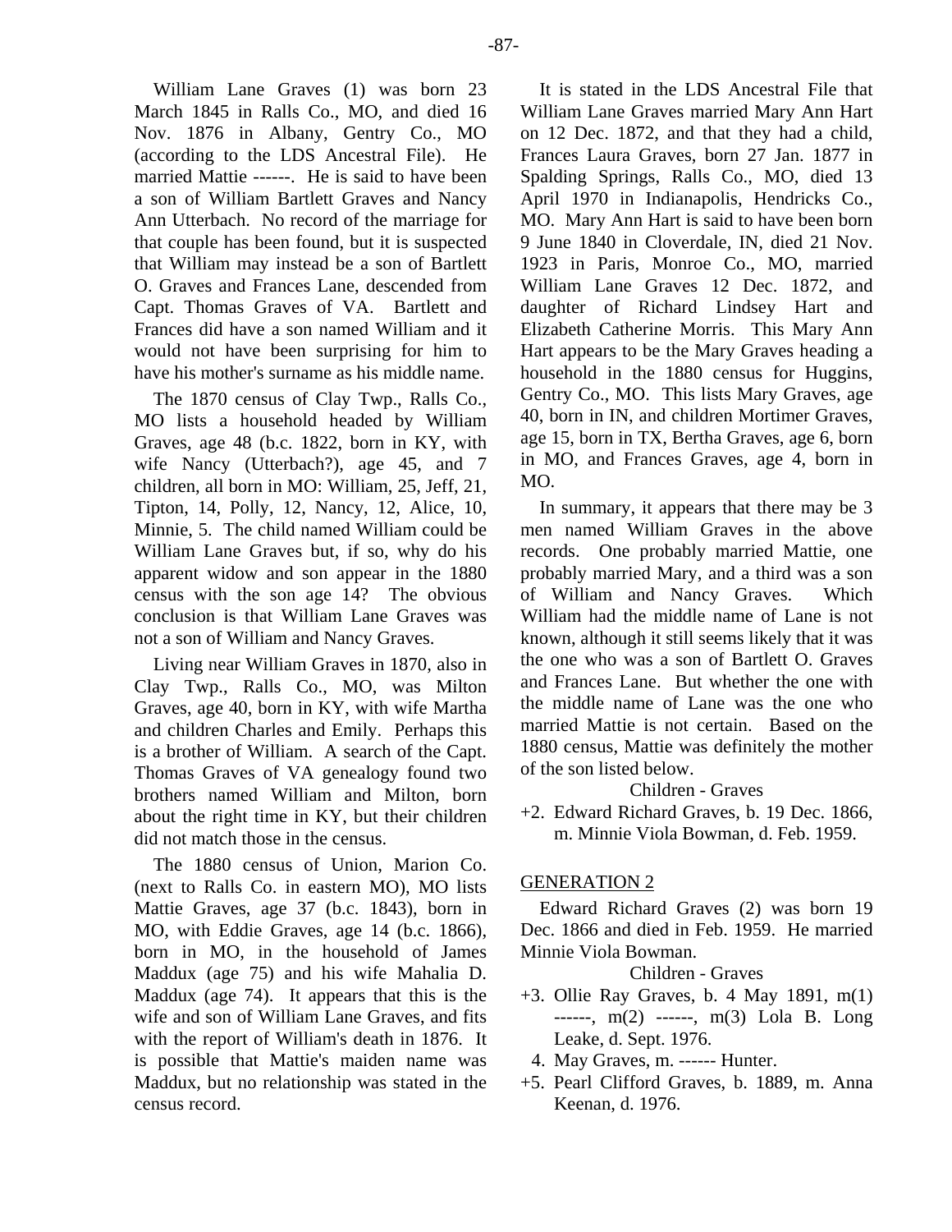William Lane Graves (1) was born 23 March 1845 in Ralls Co., MO, and died 16 Nov. 1876 in Albany, Gentry Co., MO (according to the LDS Ancestral File). He married Mattie ------. He is said to have been a son of William Bartlett Graves and Nancy Ann Utterbach. No record of the marriage for that couple has been found, but it is suspected that William may instead be a son of Bartlett O. Graves and Frances Lane, descended from Capt. Thomas Graves of VA. Bartlett and Frances did have a son named William and it would not have been surprising for him to have his mother's surname as his middle name.

The 1870 census of Clay Twp., Ralls Co., MO lists a household headed by William Graves, age 48 (b.c. 1822, born in KY, with wife Nancy (Utterbach?), age 45, and 7 children, all born in MO: William, 25, Jeff, 21, Tipton, 14, Polly, 12, Nancy, 12, Alice, 10, Minnie, 5. The child named William could be William Lane Graves but, if so, why do his apparent widow and son appear in the 1880 census with the son age 14? The obvious conclusion is that William Lane Graves was not a son of William and Nancy Graves.

Living near William Graves in 1870, also in Clay Twp., Ralls Co., MO, was Milton Graves, age 40, born in KY, with wife Martha and children Charles and Emily. Perhaps this is a brother of William. A search of the Capt. Thomas Graves of VA genealogy found two brothers named William and Milton, born about the right time in KY, but their children did not match those in the census.

The 1880 census of Union, Marion Co. (next to Ralls Co. in eastern MO), MO lists Mattie Graves, age 37 (b.c. 1843), born in MO, with Eddie Graves, age 14 (b.c. 1866), born in MO, in the household of James Maddux (age 75) and his wife Mahalia D. Maddux (age 74). It appears that this is the wife and son of William Lane Graves, and fits with the report of William's death in 1876. It is possible that Mattie's maiden name was Maddux, but no relationship was stated in the census record.

It is stated in the LDS Ancestral File that William Lane Graves married Mary Ann Hart on 12 Dec. 1872, and that they had a child, Frances Laura Graves, born 27 Jan. 1877 in Spalding Springs, Ralls Co., MO, died 13 April 1970 in Indianapolis, Hendricks Co., MO. Mary Ann Hart is said to have been born 9 June 1840 in Cloverdale, IN, died 21 Nov. 1923 in Paris, Monroe Co., MO, married William Lane Graves 12 Dec. 1872, and daughter of Richard Lindsey Hart and Elizabeth Catherine Morris. This Mary Ann Hart appears to be the Mary Graves heading a household in the 1880 census for Huggins, Gentry Co., MO. This lists Mary Graves, age 40, born in IN, and children Mortimer Graves, age 15, born in TX, Bertha Graves, age 6, born in MO, and Frances Graves, age 4, born in MO.

In summary, it appears that there may be 3 men named William Graves in the above records. One probably married Mattie, one probably married Mary, and a third was a son of William and Nancy Graves. Which William had the middle name of Lane is not known, although it still seems likely that it was the one who was a son of Bartlett O. Graves and Frances Lane. But whether the one with the middle name of Lane was the one who married Mattie is not certain. Based on the 1880 census, Mattie was definitely the mother of the son listed below.

Children - Graves

+2. Edward Richard Graves, b. 19 Dec. 1866, m. Minnie Viola Bowman, d. Feb. 1959.

## GENERATION 2

Edward Richard Graves (2) was born 19 Dec. 1866 and died in Feb. 1959. He married Minnie Viola Bowman.

Children - Graves

+3. Ollie Ray Graves, b. 4 May 1891, m(1) ------, m(2) ------, m(3) Lola B. Long Leake, d. Sept. 1976.

4. May Graves, m. ------ Hunter.

+5. Pearl Clifford Graves, b. 1889, m. Anna Keenan, d. 1976.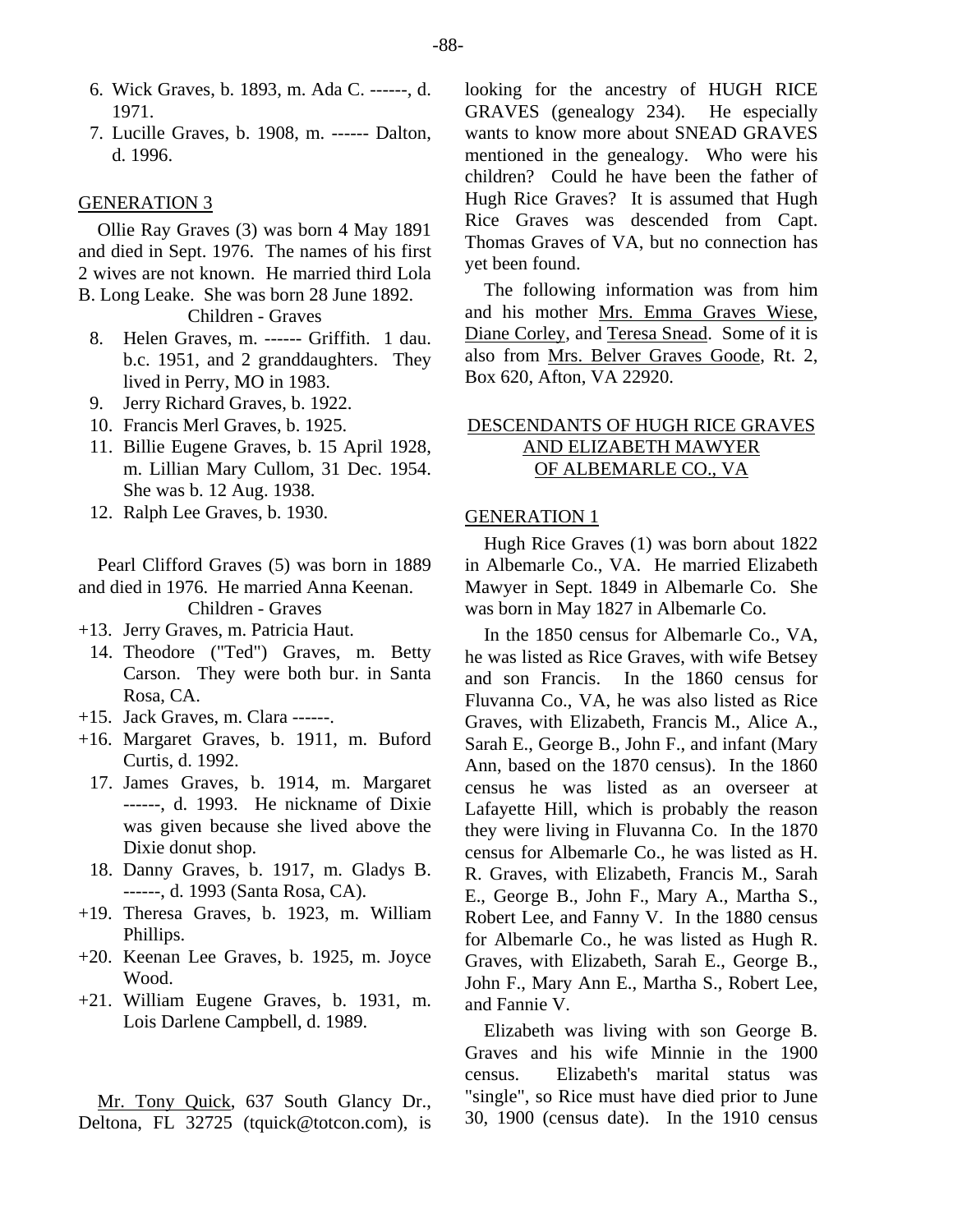6. Wick Graves, b. 1893, m. Ada C. ------, d. 1971.
7. Lucille Graves, b. 1908, m. ------ Dalton, d. 1996.

GENERATION 3

Ollie Ray Graves (3) was born 4 May 1891 and died in Sept. 1976. The names of his first 2 wives are not known. He married third Lola B. Long Leake. She was born 28 June 1892.

Children - Graves

8. Helen Graves, m. ------ Griffith. 1 dau. b.c. 1951, and 2 granddaughters. They lived in Perry, MO in 1983.
9. Jerry Richard Graves, b. 1922.
10. Francis Merl Graves, b. 1925.
11. Billie Eugene Graves, b. 15 April 1928, m. Lillian Mary Cullom, 31 Dec. 1954. She was b. 12 Aug. 1938.
12. Ralph Lee Graves, b. 1930.

Pearl Clifford Graves (5) was born in 1889 and died in 1976. He married Anna Keenan.

Children - Graves

+13. Jerry Graves, m. Patricia Haut.
14. Theodore ("Ted") Graves, m. Betty Carson. They were both bur. in Santa Rosa, CA.
+15. Jack Graves, m. Clara ------.
+16. Margaret Graves, b. 1911, m. Buford Curtis, d. 1992.
17. James Graves, b. 1914, m. Margaret ------, d. 1993. He nickname of Dixie was given because she lived above the Dixie donut shop.
18. Danny Graves, b. 1917, m. Gladys B. ------, d. 1993 (Santa Rosa, CA).
+19. Theresa Graves, b. 1923, m. William Phillips.
+20. Keenan Lee Graves, b. 1925, m. Joyce Wood.
+21. William Eugene Graves, b. 1931, m. Lois Darlene Campbell, d. 1989.

Mr. Tony Quick, 637 South Glancy Dr., Deltona, FL 32725 (tquick@totcon.com), is looking for the ancestry of HUGH RICE GRAVES (genealogy 234). He especially wants to know more about SNEAD GRAVES mentioned in the genealogy. Who were his children? Could he have been the father of Hugh Rice Graves? It is assumed that Hugh Rice Graves was descended from Capt. Thomas Graves of VA, but no connection has yet been found.

The following information was from him and his mother Mrs. Emma Graves Wiese, Diane Corley, and Teresa Snead. Some of it is also from Mrs. Belver Graves Goode, Rt. 2, Box 620, Afton, VA 22920.

DESCENDANTS OF HUGH RICE GRAVES AND ELIZABETH MAWYER OF ALBEMARLE CO., VA

GENERATION 1

Hugh Rice Graves (1) was born about 1822 in Albemarle Co., VA. He married Elizabeth Mawyer in Sept. 1849 in Albemarle Co. She was born in May 1827 in Albemarle Co.

In the 1850 census for Albemarle Co., VA, he was listed as Rice Graves, with wife Betsey and son Francis. In the 1860 census for Fluvanna Co., VA, he was also listed as Rice Graves, with Elizabeth, Francis M., Alice A., Sarah E., George B., John F., and infant (Mary Ann, based on the 1870 census). In the 1860 census he was listed as an overseer at Lafayette Hill, which is probably the reason they were living in Fluvanna Co. In the 1870 census for Albemarle Co., he was listed as H. R. Graves, with Elizabeth, Francis M., Sarah E., George B., John F., Mary A., Martha S., Robert Lee, and Fanny V. In the 1880 census for Albemarle Co., he was listed as Hugh R. Graves, with Elizabeth, Sarah E., George B., John F., Mary Ann E., Martha S., Robert Lee, and Fannie V.

Elizabeth was living with son George B. Graves and his wife Minnie in the 1900 census. Elizabeth's marital status was "single", so Rice must have died prior to June 30, 1900 (census date). In the 1910 census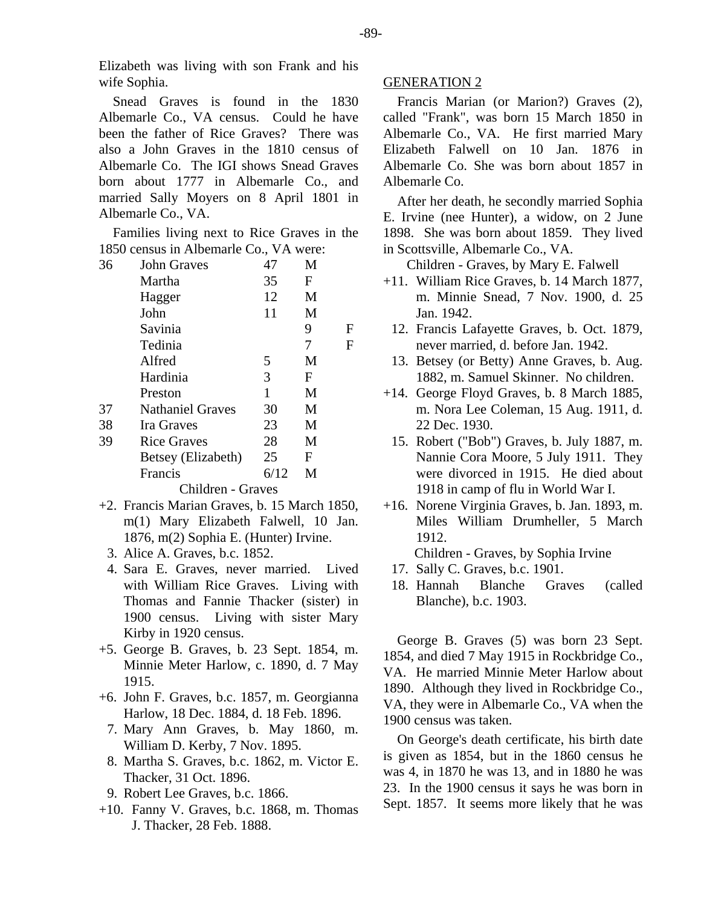Elizabeth was living with son Frank and his wife Sophia.

Snead Graves is found in the 1830 Albemarle Co., VA census. Could he have been the father of Rice Graves? There was also a John Graves in the 1810 census of Albemarle Co. The IGI shows Snead Graves born about 1777 in Albemarle Co., and married Sally Moyers on 8 April 1801 in Albemarle Co., VA.

Families living next to Rice Graves in the 1850 census in Albemarle Co., VA were:

| | | | |
|---|---|---|---|
| 36 | John Graves | 47 | M |
| | Martha | 35 | F |
| | Hagger | 12 | M |
| | John | 11 | M |
| | Savinia | 9 | F |
| | Tedinia | 7 | F |
| | Alfred | 5 | M |
| | Hardinia | 3 | F |
| | Preston | 1 | M |
| 37 | Nathaniel Graves | 30 | M |
| 38 | Ira Graves | 23 | M |
| 39 | Rice Graves | 28 | M |
| | Betsey (Elizabeth) | 25 | F |
| | Francis | 6/12 | M |

Children - Graves

+2. Francis Marian Graves, b. 15 March 1850, m(1) Mary Elizabeth Falwell, 10 Jan. 1876, m(2) Sophia E. (Hunter) Irvine.
3. Alice A. Graves, b.c. 1852.
4. Sara E. Graves, never married. Lived with William Rice Graves. Living with Thomas and Fannie Thacker (sister) in 1900 census. Living with sister Mary Kirby in 1920 census.
+5. George B. Graves, b. 23 Sept. 1854, m. Minnie Meter Harlow, c. 1890, d. 7 May 1915.
+6. John F. Graves, b.c. 1857, m. Georgianna Harlow, 18 Dec. 1884, d. 18 Feb. 1896.
7. Mary Ann Graves, b. May 1860, m. William D. Kerby, 7 Nov. 1895.
8. Martha S. Graves, b.c. 1862, m. Victor E. Thacker, 31 Oct. 1896.
9. Robert Lee Graves, b.c. 1866.
+10. Fanny V. Graves, b.c. 1868, m. Thomas J. Thacker, 28 Feb. 1888.

GENERATION 2

Francis Marian (or Marion?) Graves (2), called "Frank", was born 15 March 1850 in Albemarle Co., VA. He first married Mary Elizabeth Falwell on 10 Jan. 1876 in Albemarle Co. She was born about 1857 in Albemarle Co.

After her death, he secondly married Sophia E. Irvine (nee Hunter), a widow, on 2 June 1898. She was born about 1859. They lived in Scottsville, Albemarle Co., VA.

Children - Graves, by Mary E. Falwell

+11. William Rice Graves, b. 14 March 1877, m. Minnie Snead, 7 Nov. 1900, d. 25 Jan. 1942.
12. Francis Lafayette Graves, b. Oct. 1879, never married, d. before Jan. 1942.
13. Betsey (or Betty) Anne Graves, b. Aug. 1882, m. Samuel Skinner. No children.
+14. George Floyd Graves, b. 8 March 1885, m. Nora Lee Coleman, 15 Aug. 1911, d. 22 Dec. 1930.
15. Robert ("Bob") Graves, b. July 1887, m. Nannie Cora Moore, 5 July 1911. They were divorced in 1915. He died about 1918 in camp of flu in World War I.
+16. Norene Virginia Graves, b. Jan. 1893, m. Miles William Drumheller, 5 March 1912.

Children - Graves, by Sophia Irvine

17. Sally C. Graves, b.c. 1901.
18. Hannah Blanche Graves (called Blanche), b.c. 1903.

George B. Graves (5) was born 23 Sept. 1854, and died 7 May 1915 in Rockbridge Co., VA. He married Minnie Meter Harlow about 1890. Although they lived in Rockbridge Co., VA, they were in Albemarle Co., VA when the 1900 census was taken.

On George's death certificate, his birth date is given as 1854, but in the 1860 census he was 4, in 1870 he was 13, and in 1880 he was 23. In the 1900 census it says he was born in Sept. 1857. It seems more likely that he was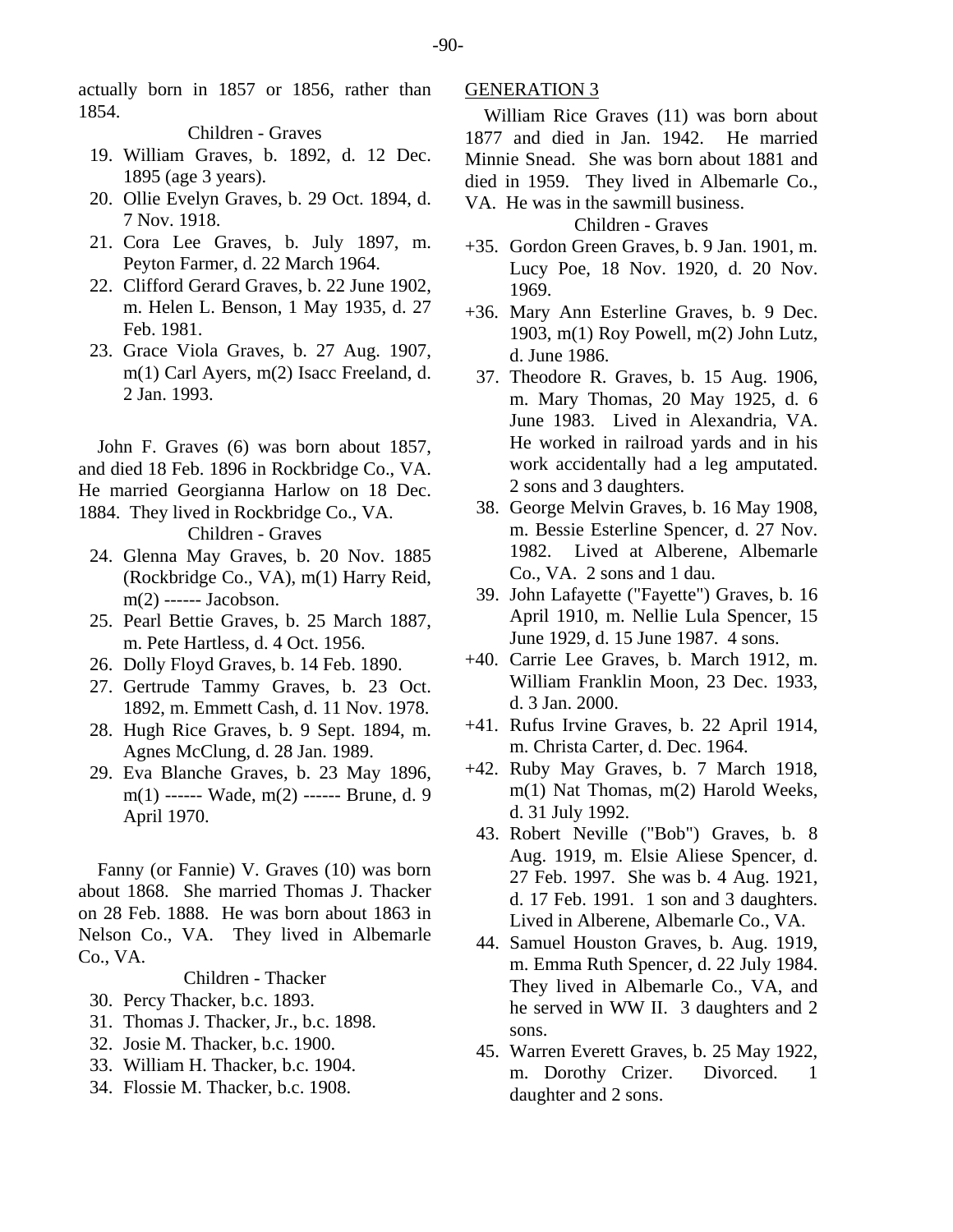actually born in 1857 or 1856, rather than 1854.

Children - Graves

19. William Graves, b. 1892, d. 12 Dec. 1895 (age 3 years).
20. Ollie Evelyn Graves, b. 29 Oct. 1894, d. 7 Nov. 1918.
21. Cora Lee Graves, b. July 1897, m. Peyton Farmer, d. 22 March 1964.
22. Clifford Gerard Graves, b. 22 June 1902, m. Helen L. Benson, 1 May 1935, d. 27 Feb. 1981.
23. Grace Viola Graves, b. 27 Aug. 1907, m(1) Carl Ayers, m(2) Isacc Freeland, d. 2 Jan. 1993.

John F. Graves (6) was born about 1857, and died 18 Feb. 1896 in Rockbridge Co., VA. He married Georgianna Harlow on 18 Dec. 1884. They lived in Rockbridge Co., VA.

Children - Graves

24. Glenna May Graves, b. 20 Nov. 1885 (Rockbridge Co., VA), m(1) Harry Reid, m(2) ------ Jacobson.
25. Pearl Bettie Graves, b. 25 March 1887, m. Pete Hartless, d. 4 Oct. 1956.
26. Dolly Floyd Graves, b. 14 Feb. 1890.
27. Gertrude Tammy Graves, b. 23 Oct. 1892, m. Emmett Cash, d. 11 Nov. 1978.
28. Hugh Rice Graves, b. 9 Sept. 1894, m. Agnes McClung, d. 28 Jan. 1989.
29. Eva Blanche Graves, b. 23 May 1896, m(1) ------ Wade, m(2) ------ Brune, d. 9 April 1970.

Fanny (or Fannie) V. Graves (10) was born about 1868. She married Thomas J. Thacker on 28 Feb. 1888. He was born about 1863 in Nelson Co., VA. They lived in Albemarle Co., VA.

Children - Thacker

30. Percy Thacker, b.c. 1893.
31. Thomas J. Thacker, Jr., b.c. 1898.
32. Josie M. Thacker, b.c. 1900.
33. William H. Thacker, b.c. 1904.
34. Flossie M. Thacker, b.c. 1908.

GENERATION 3

William Rice Graves (11) was born about 1877 and died in Jan. 1942. He married Minnie Snead. She was born about 1881 and died in 1959. They lived in Albemarle Co., VA. He was in the sawmill business.

Children - Graves

+35. Gordon Green Graves, b. 9 Jan. 1901, m. Lucy Poe, 18 Nov. 1920, d. 20 Nov. 1969.

+36. Mary Ann Esterline Graves, b. 9 Dec. 1903, m(1) Roy Powell, m(2) John Lutz, d. June 1986.

37. Theodore R. Graves, b. 15 Aug. 1906, m. Mary Thomas, 20 May 1925, d. 6 June 1983. Lived in Alexandria, VA. He worked in railroad yards and in his work accidentally had a leg amputated. 2 sons and 3 daughters.

38. George Melvin Graves, b. 16 May 1908, m. Bessie Esterline Spencer, d. 27 Nov. 1982. Lived at Alberene, Albemarle Co., VA. 2 sons and 1 dau.

39. John Lafayette ("Fayette") Graves, b. 16 April 1910, m. Nellie Lula Spencer, 15 June 1929, d. 15 June 1987. 4 sons.

+40. Carrie Lee Graves, b. March 1912, m. William Franklin Moon, 23 Dec. 1933, d. 3 Jan. 2000.

+41. Rufus Irvine Graves, b. 22 April 1914, m. Christa Carter, d. Dec. 1964.

+42. Ruby May Graves, b. 7 March 1918, m(1) Nat Thomas, m(2) Harold Weeks, d. 31 July 1992.

43. Robert Neville ("Bob") Graves, b. 8 Aug. 1919, m. Elsie Aliese Spencer, d. 27 Feb. 1997. She was b. 4 Aug. 1921, d. 17 Feb. 1991. 1 son and 3 daughters. Lived in Alberene, Albemarle Co., VA.

44. Samuel Houston Graves, b. Aug. 1919, m. Emma Ruth Spencer, d. 22 July 1984. They lived in Albemarle Co., VA, and he served in WW II. 3 daughters and 2 sons.

45. Warren Everett Graves, b. 25 May 1922, m. Dorothy Crizer. Divorced. 1 daughter and 2 sons.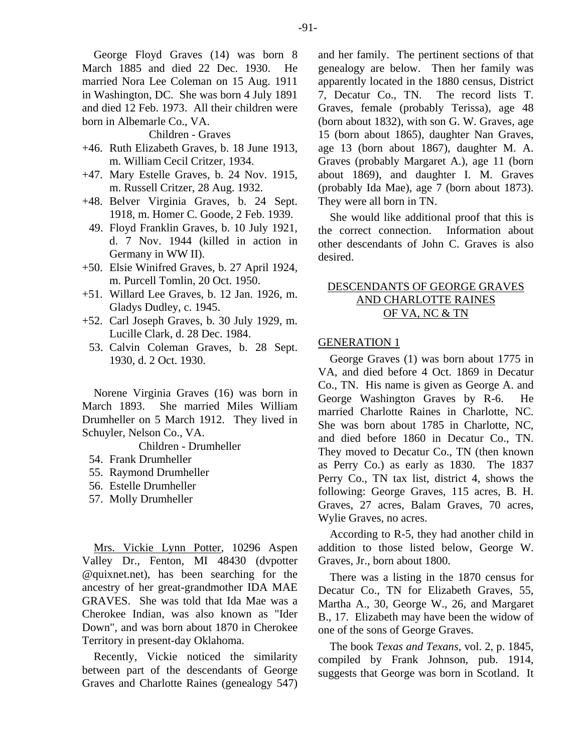George Floyd Graves (14) was born 8 March 1885 and died 22 Dec. 1930. He married Nora Lee Coleman on 15 Aug. 1911 in Washington, DC. She was born 4 July 1891 and died 12 Feb. 1973. All their children were born in Albemarle Co., VA.

Children - Graves

- +46. Ruth Elizabeth Graves, b. 18 June 1913, m. William Cecil Critzer, 1934.
- +47. Mary Estelle Graves, b. 24 Nov. 1915, m. Russell Critzer, 28 Aug. 1932.
- +48. Belver Virginia Graves, b. 24 Sept. 1918, m. Homer C. Goode, 2 Feb. 1939.
- 49. Floyd Franklin Graves, b. 10 July 1921, d. 7 Nov. 1944 (killed in action in Germany in WW II).
- +50. Elsie Winifred Graves, b. 27 April 1924, m. Purcell Tomlin, 20 Oct. 1950.
- +51. Willard Lee Graves, b. 12 Jan. 1926, m. Gladys Dudley, c. 1945.
- +52. Carl Joseph Graves, b. 30 July 1929, m. Lucille Clark, d. 28 Dec. 1984.
- 53. Calvin Coleman Graves, b. 28 Sept. 1930, d. 2 Oct. 1930.

Norene Virginia Graves (16) was born in March 1893. She married Miles William Drumheller on 5 March 1912. They lived in Schuyler, Nelson Co., VA.

Children - Drumheller

- 54. Frank Drumheller
- 55. Raymond Drumheller
- 56. Estelle Drumheller
- 57. Molly Drumheller

Mrs. Vickie Lynn Potter, 10296 Aspen Valley Dr., Fenton, MI 48430 (dvpotter @quixnet.net), has been searching for the ancestry of her great-grandmother IDA MAE GRAVES. She was told that Ida Mae was a Cherokee Indian, was also known as "Ider Down", and was born about 1870 in Cherokee Territory in present-day Oklahoma.

Recently, Vickie noticed the similarity between part of the descendants of George Graves and Charlotte Raines (genealogy 547) and her family. The pertinent sections of that genealogy are below. Then her family was apparently located in the 1880 census, District 7, Decatur Co., TN. The record lists T. Graves, female (probably Terissa), age 48 (born about 1832), with son G. W. Graves, age 15 (born about 1865), daughter Nan Graves, age 13 (born about 1867), daughter M. A. Graves (probably Margaret A.), age 11 (born about 1869), and daughter I. M. Graves (probably Ida Mae), age 7 (born about 1873). They were all born in TN.

She would like additional proof that this is the correct connection. Information about other descendants of John C. Graves is also desired.

## DESCENDANTS OF GEORGE GRAVES AND CHARLOTTE RAINES OF VA, NC & TN

### GENERATION 1

George Graves (1) was born about 1775 in VA, and died before 4 Oct. 1869 in Decatur Co., TN. His name is given as George A. and George Washington Graves by R-6. He married Charlotte Raines in Charlotte, NC. She was born about 1785 in Charlotte, NC, and died before 1860 in Decatur Co., TN. They moved to Decatur Co., TN (then known as Perry Co.) as early as 1830. The 1837 Perry Co., TN tax list, district 4, shows the following: George Graves, 115 acres, B. H. Graves, 27 acres, Balam Graves, 70 acres, Wylie Graves, no acres.

According to R-5, they had another child in addition to those listed below, George W. Graves, Jr., born about 1800.

There was a listing in the 1870 census for Decatur Co., TN for Elizabeth Graves, 55, Martha A., 30, George W., 26, and Margaret B., 17. Elizabeth may have been the widow of one of the sons of George Graves.

The book *Texas and Texans*, vol. 2, p. 1845, compiled by Frank Johnson, pub. 1914, suggests that George was born in Scotland. It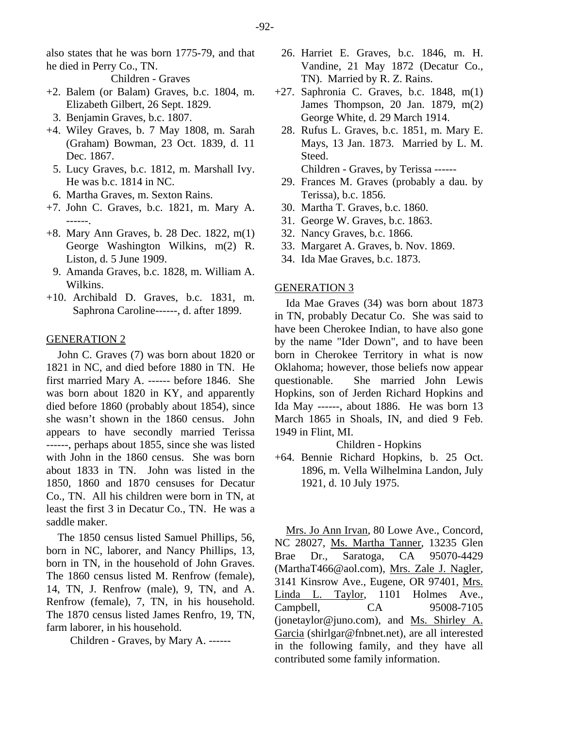also states that he was born 1775-79, and that he died in Perry Co., TN.

Children - Graves

+2. Balem (or Balam) Graves, b.c. 1804, m. Elizabeth Gilbert, 26 Sept. 1829.
3. Benjamin Graves, b.c. 1807.
+4. Wiley Graves, b. 7 May 1808, m. Sarah (Graham) Bowman, 23 Oct. 1839, d. 11 Dec. 1867.
5. Lucy Graves, b.c. 1812, m. Marshall Ivy. He was b.c. 1814 in NC.
6. Martha Graves, m. Sexton Rains.
+7. John C. Graves, b.c. 1821, m. Mary A. ------.
+8. Mary Ann Graves, b. 28 Dec. 1822, m(1) George Washington Wilkins, m(2) R. Liston, d. 5 June 1909.
9. Amanda Graves, b.c. 1828, m. William A. Wilkins.
+10. Archibald D. Graves, b.c. 1831, m. Saphrona Caroline------, d. after 1899.

GENERATION 2

John C. Graves (7) was born about 1820 or 1821 in NC, and died before 1880 in TN. He first married Mary A. ------ before 1846. She was born about 1820 in KY, and apparently died before 1860 (probably about 1854), since she wasn't shown in the 1860 census. John appears to have secondly married Terissa ------, perhaps about 1855, since she was listed with John in the 1860 census. She was born about 1833 in TN. John was listed in the 1850, 1860 and 1870 censuses for Decatur Co., TN. All his children were born in TN, at least the first 3 in Decatur Co., TN. He was a saddle maker.

The 1850 census listed Samuel Phillips, 56, born in NC, laborer, and Nancy Phillips, 13, born in TN, in the household of John Graves. The 1860 census listed M. Renfrow (female), 14, TN, J. Renfrow (male), 9, TN, and A. Renfrow (female), 7, TN, in his household. The 1870 census listed James Renfro, 19, TN, farm laborer, in his household.

Children - Graves, by Mary A. ------

26. Harriet E. Graves, b.c. 1846, m. H. Vandine, 21 May 1872 (Decatur Co., TN). Married by R. Z. Rains.
+27. Saphronia C. Graves, b.c. 1848, m(1) James Thompson, 20 Jan. 1879, m(2) George White, d. 29 March 1914.
28. Rufus L. Graves, b.c. 1851, m. Mary E. Mays, 13 Jan. 1873. Married by L. M. Steed.

Children - Graves, by Terissa ------

29. Frances M. Graves (probably a dau. by Terissa), b.c. 1856.
30. Martha T. Graves, b.c. 1860.
31. George W. Graves, b.c. 1863.
32. Nancy Graves, b.c. 1866.
33. Margaret A. Graves, b. Nov. 1869.
34. Ida Mae Graves, b.c. 1873.

GENERATION 3

Ida Mae Graves (34) was born about 1873 in TN, probably Decatur Co. She was said to have been Cherokee Indian, to have also gone by the name "Ider Down", and to have been born in Cherokee Territory in what is now Oklahoma; however, those beliefs now appear questionable. She married John Lewis Hopkins, son of Jerden Richard Hopkins and Ida May ------, about 1886. He was born 13 March 1865 in Shoals, IN, and died 9 Feb. 1949 in Flint, MI.

Children - Hopkins

+64. Bennie Richard Hopkins, b. 25 Oct. 1896, m. Vella Wilhelmina Landon, July 1921, d. 10 July 1975.

Mrs. Jo Ann Irvan, 80 Lowe Ave., Concord, NC 28027, Ms. Martha Tanner, 13235 Glen Brae Dr., Saratoga, CA 95070-4429 (MarthaT466@aol.com), Mrs. Zale J. Nagler, 3141 Kinsrow Ave., Eugene, OR 97401, Mrs. Linda L. Taylor, 1101 Holmes Ave., Campbell, CA 95008-7105 (jonetaylor@juno.com), and Ms. Shirley A. Garcia (shirlgar@fnbnet.net), are all interested in the following family, and they have all contributed some family information.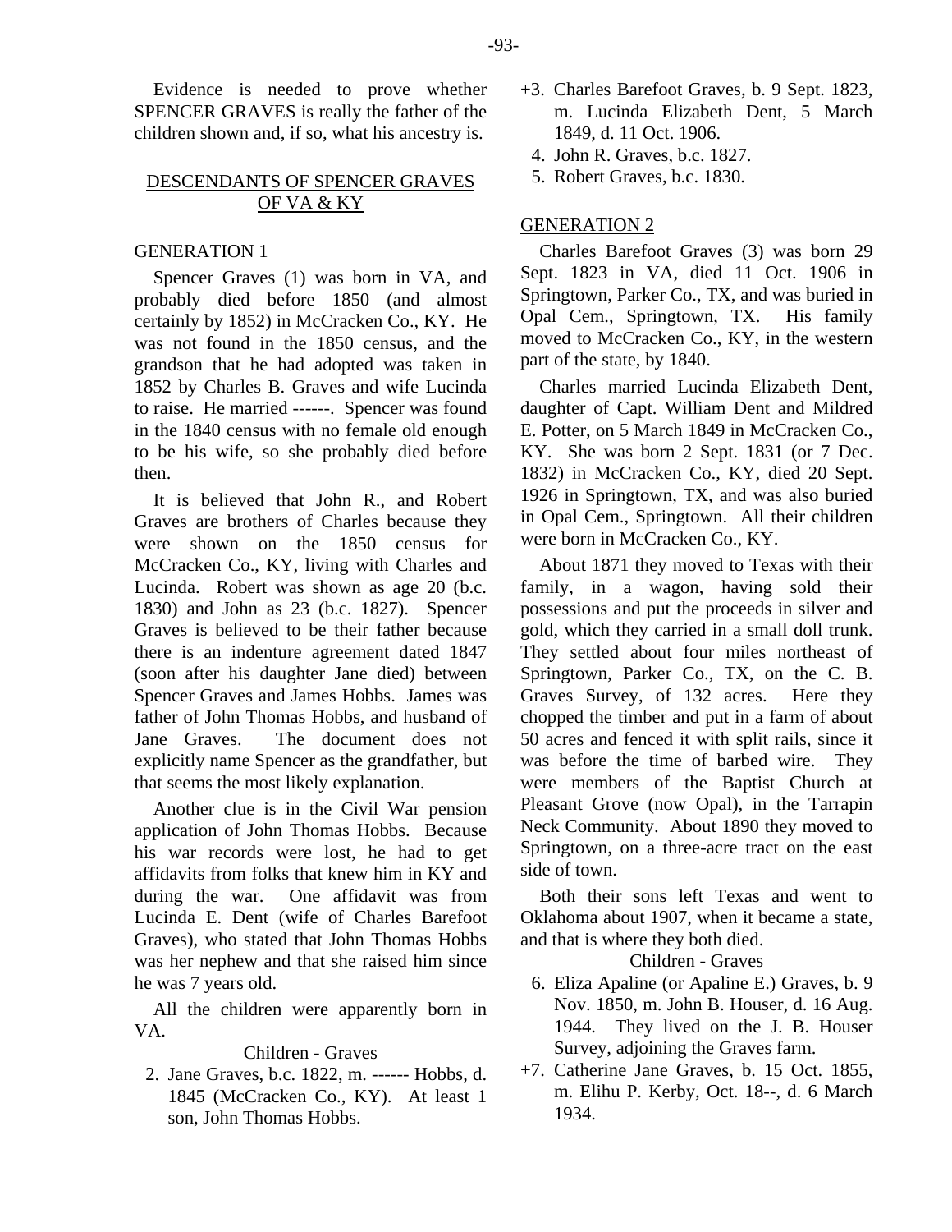Evidence is needed to prove whether SPENCER GRAVES is really the father of the children shown and, if so, what his ancestry is.

## <u>DESCENDANTS OF SPENCER GRAVES OF VA & KY</u>

### <u>GENERATION 1</u>

Spencer Graves (1) was born in VA, and probably died before 1850 (and almost certainly by 1852) in McCracken Co., KY. He was not found in the 1850 census, and the grandson that he had adopted was taken in 1852 by Charles B. Graves and wife Lucinda to raise. He married ------. Spencer was found in the 1840 census with no female old enough to be his wife, so she probably died before then.

It is believed that John R., and Robert Graves are brothers of Charles because they were shown on the 1850 census for McCracken Co., KY, living with Charles and Lucinda. Robert was shown as age 20 (b.c. 1830) and John as 23 (b.c. 1827). Spencer Graves is believed to be their father because there is an indenture agreement dated 1847 (soon after his daughter Jane died) between Spencer Graves and James Hobbs. James was father of John Thomas Hobbs, and husband of Jane Graves. The document does not explicitly name Spencer as the grandfather, but that seems the most likely explanation.

Another clue is in the Civil War pension application of John Thomas Hobbs. Because his war records were lost, he had to get affidavits from folks that knew him in KY and during the war. One affidavit was from Lucinda E. Dent (wife of Charles Barefoot Graves), who stated that John Thomas Hobbs was her nephew and that she raised him since he was 7 years old.

All the children were apparently born in VA.

Children - Graves

2. Jane Graves, b.c. 1822, m. ------ Hobbs, d. 1845 (McCracken Co., KY). At least 1 son, John Thomas Hobbs.

+3. Charles Barefoot Graves, b. 9 Sept. 1823, m. Lucinda Elizabeth Dent, 5 March 1849, d. 11 Oct. 1906.

4. John R. Graves, b.c. 1827.

5. Robert Graves, b.c. 1830.

### <u>GENERATION 2</u>

Charles Barefoot Graves (3) was born 29 Sept. 1823 in VA, died 11 Oct. 1906 in Springtown, Parker Co., TX, and was buried in Opal Cem., Springtown, TX. His family moved to McCracken Co., KY, in the western part of the state, by 1840.

Charles married Lucinda Elizabeth Dent, daughter of Capt. William Dent and Mildred E. Potter, on 5 March 1849 in McCracken Co., KY. She was born 2 Sept. 1831 (or 7 Dec. 1832) in McCracken Co., KY, died 20 Sept. 1926 in Springtown, TX, and was also buried in Opal Cem., Springtown. All their children were born in McCracken Co., KY.

About 1871 they moved to Texas with their family, in a wagon, having sold their possessions and put the proceeds in silver and gold, which they carried in a small doll trunk. They settled about four miles northeast of Springtown, Parker Co., TX, on the C. B. Graves Survey, of 132 acres. Here they chopped the timber and put in a farm of about 50 acres and fenced it with split rails, since it was before the time of barbed wire. They were members of the Baptist Church at Pleasant Grove (now Opal), in the Tarrapin Neck Community. About 1890 they moved to Springtown, on a three-acre tract on the east side of town.

Both their sons left Texas and went to Oklahoma about 1907, when it became a state, and that is where they both died.

Children - Graves

6. Eliza Apaline (or Apaline E.) Graves, b. 9 Nov. 1850, m. John B. Houser, d. 16 Aug. 1944. They lived on the J. B. Houser Survey, adjoining the Graves farm.

+7. Catherine Jane Graves, b. 15 Oct. 1855, m. Elihu P. Kerby, Oct. 18--, d. 6 March 1934.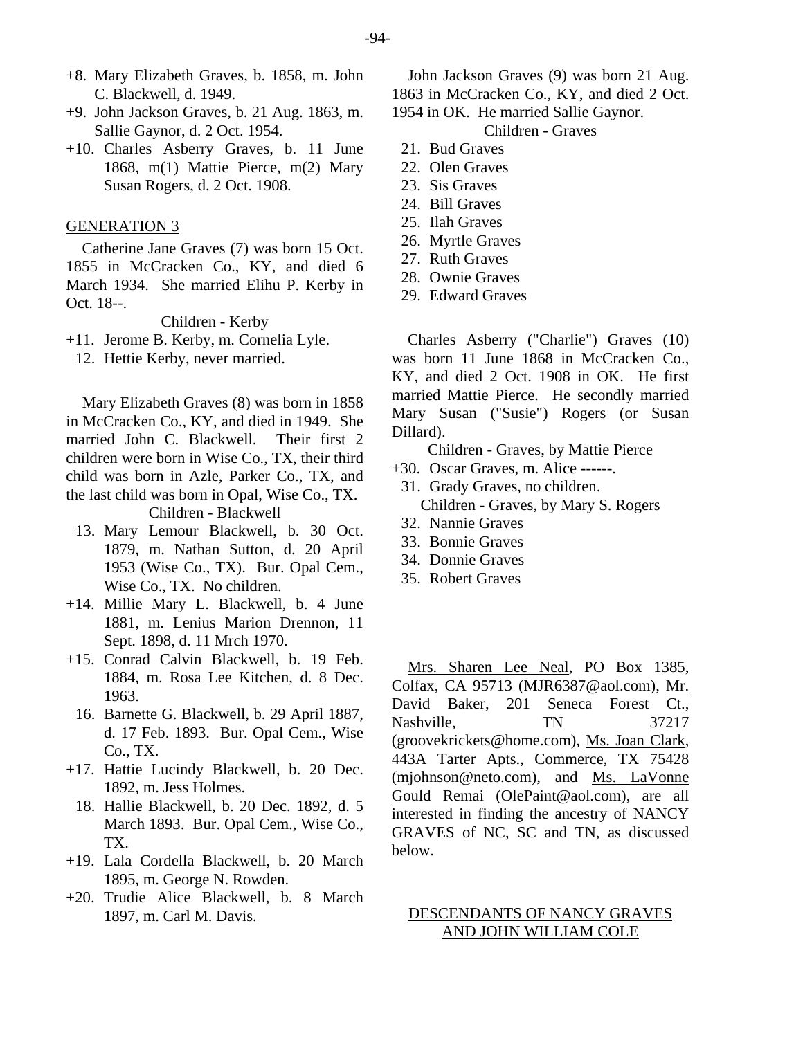+8. Mary Elizabeth Graves, b. 1858, m. John C. Blackwell, d. 1949.
+9. John Jackson Graves, b. 21 Aug. 1863, m. Sallie Gaynor, d. 2 Oct. 1954.
+10. Charles Asberry Graves, b. 11 June 1868, m(1) Mattie Pierce, m(2) Mary Susan Rogers, d. 2 Oct. 1908.

## GENERATION 3

Catherine Jane Graves (7) was born 15 Oct. 1855 in McCracken Co., KY, and died 6 March 1934. She married Elihu P. Kerby in Oct. 18--.

Children - Kerby

+11. Jerome B. Kerby, m. Cornelia Lyle.
12. Hettie Kerby, never married.

Mary Elizabeth Graves (8) was born in 1858 in McCracken Co., KY, and died in 1949. She married John C. Blackwell. Their first 2 children were born in Wise Co., TX, their third child was born in Azle, Parker Co., TX, and the last child was born in Opal, Wise Co., TX.

Children - Blackwell

13. Mary Lemour Blackwell, b. 30 Oct. 1879, m. Nathan Sutton, d. 20 April 1953 (Wise Co., TX). Bur. Opal Cem., Wise Co., TX. No children.
+14. Millie Mary L. Blackwell, b. 4 June 1881, m. Lenius Marion Drennon, 11 Sept. 1898, d. 11 Mrch 1970.
+15. Conrad Calvin Blackwell, b. 19 Feb. 1884, m. Rosa Lee Kitchen, d. 8 Dec. 1963.
16. Barnette G. Blackwell, b. 29 April 1887, d. 17 Feb. 1893. Bur. Opal Cem., Wise Co., TX.
+17. Hattie Lucindy Blackwell, b. 20 Dec. 1892, m. Jess Holmes.
18. Hallie Blackwell, b. 20 Dec. 1892, d. 5 March 1893. Bur. Opal Cem., Wise Co., TX.
+19. Lala Cordella Blackwell, b. 20 March 1895, m. George N. Rowden.
+20. Trudie Alice Blackwell, b. 8 March 1897, m. Carl M. Davis.

John Jackson Graves (9) was born 21 Aug. 1863 in McCracken Co., KY, and died 2 Oct. 1954 in OK. He married Sallie Gaynor.

Children - Graves

21. Bud Graves
22. Olen Graves
23. Sis Graves
24. Bill Graves
25. Ilah Graves
26. Myrtle Graves
27. Ruth Graves
28. Ownie Graves
29. Edward Graves

Charles Asberry ("Charlie") Graves (10) was born 11 June 1868 in McCracken Co., KY, and died 2 Oct. 1908 in OK. He first married Mattie Pierce. He secondly married Mary Susan ("Susie") Rogers (or Susan Dillard).

Children - Graves, by Mattie Pierce

+30. Oscar Graves, m. Alice ------.
31. Grady Graves, no children.

Children - Graves, by Mary S. Rogers

32. Nannie Graves
33. Bonnie Graves
34. Donnie Graves
35. Robert Graves

Mrs. Sharen Lee Neal, PO Box 1385, Colfax, CA 95713 (MJR6387@aol.com), Mr. David Baker, 201 Seneca Forest Ct., Nashville, TN 37217 (groovekrickets@home.com), Ms. Joan Clark, 443A Tarter Apts., Commerce, TX 75428 (mjohnson@neto.com), and Ms. LaVonne Gould Remai (OlePaint@aol.com), are all interested in finding the ancestry of NANCY GRAVES of NC, SC and TN, as discussed below.

## DESCENDANTS OF NANCY GRAVES AND JOHN WILLIAM COLE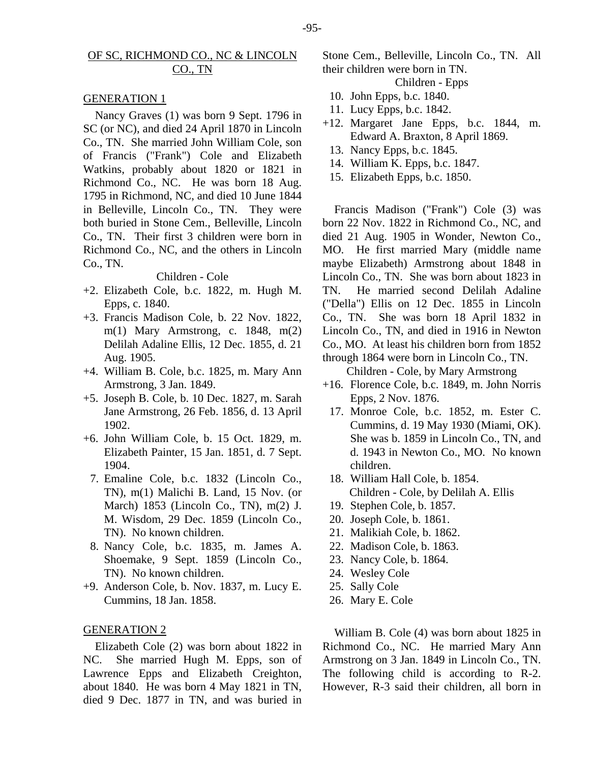## OF SC, RICHMOND CO., NC & LINCOLN CO., TN

### GENERATION 1

Nancy Graves (1) was born 9 Sept. 1796 in SC (or NC), and died 24 April 1870 in Lincoln Co., TN. She married John William Cole, son of Francis ("Frank") Cole and Elizabeth Watkins, probably about 1820 or 1821 in Richmond Co., NC. He was born 18 Aug. 1795 in Richmond, NC, and died 10 June 1844 in Belleville, Lincoln Co., TN. They were both buried in Stone Cem., Belleville, Lincoln Co., TN. Their first 3 children were born in Richmond Co., NC, and the others in Lincoln Co., TN.

Children - Cole

+2. Elizabeth Cole, b.c. 1822, m. Hugh M. Epps, c. 1840.
+3. Francis Madison Cole, b. 22 Nov. 1822, m(1) Mary Armstrong, c. 1848, m(2) Delilah Adaline Ellis, 12 Dec. 1855, d. 21 Aug. 1905.
+4. William B. Cole, b.c. 1825, m. Mary Ann Armstrong, 3 Jan. 1849.
+5. Joseph B. Cole, b. 10 Dec. 1827, m. Sarah Jane Armstrong, 26 Feb. 1856, d. 13 April 1902.
+6. John William Cole, b. 15 Oct. 1829, m. Elizabeth Painter, 15 Jan. 1851, d. 7 Sept. 1904.
7. Emaline Cole, b.c. 1832 (Lincoln Co., TN), m(1) Malichi B. Land, 15 Nov. (or March) 1853 (Lincoln Co., TN), m(2) J. M. Wisdom, 29 Dec. 1859 (Lincoln Co., TN). No known children.
8. Nancy Cole, b.c. 1835, m. James A. Shoemake, 9 Sept. 1859 (Lincoln Co., TN). No known children.
+9. Anderson Cole, b. Nov. 1837, m. Lucy E. Cummins, 18 Jan. 1858.

### GENERATION 2

Elizabeth Cole (2) was born about 1822 in NC. She married Hugh M. Epps, son of Lawrence Epps and Elizabeth Creighton, about 1840. He was born 4 May 1821 in TN, died 9 Dec. 1877 in TN, and was buried in Stone Cem., Belleville, Lincoln Co., TN. All their children were born in TN.

Children - Epps

10. John Epps, b.c. 1840.
11. Lucy Epps, b.c. 1842.
+12. Margaret Jane Epps, b.c. 1844, m. Edward A. Braxton, 8 April 1869.
13. Nancy Epps, b.c. 1845.
14. William K. Epps, b.c. 1847.
15. Elizabeth Epps, b.c. 1850.

Francis Madison ("Frank") Cole (3) was born 22 Nov. 1822 in Richmond Co., NC, and died 21 Aug. 1905 in Wonder, Newton Co., MO. He first married Mary (middle name maybe Elizabeth) Armstrong about 1848 in Lincoln Co., TN. She was born about 1823 in TN. He married second Delilah Adaline ("Della") Ellis on 12 Dec. 1855 in Lincoln Co., TN. She was born 18 April 1832 in Lincoln Co., TN, and died in 1916 in Newton Co., MO. At least his children born from 1852 through 1864 were born in Lincoln Co., TN.

Children - Cole, by Mary Armstrong

+16. Florence Cole, b.c. 1849, m. John Norris Epps, 2 Nov. 1876.
17. Monroe Cole, b.c. 1852, m. Ester C. Cummins, d. 19 May 1930 (Miami, OK). She was b. 1859 in Lincoln Co., TN, and d. 1943 in Newton Co., MO. No known children.
18. William Hall Cole, b. 1854.

Children - Cole, by Delilah A. Ellis

19. Stephen Cole, b. 1857.
20. Joseph Cole, b. 1861.
21. Malikiah Cole, b. 1862.
22. Madison Cole, b. 1863.
23. Nancy Cole, b. 1864.
24. Wesley Cole
25. Sally Cole
26. Mary E. Cole

William B. Cole (4) was born about 1825 in Richmond Co., NC. He married Mary Ann Armstrong on 3 Jan. 1849 in Lincoln Co., TN. The following child is according to R-2. However, R-3 said their children, all born in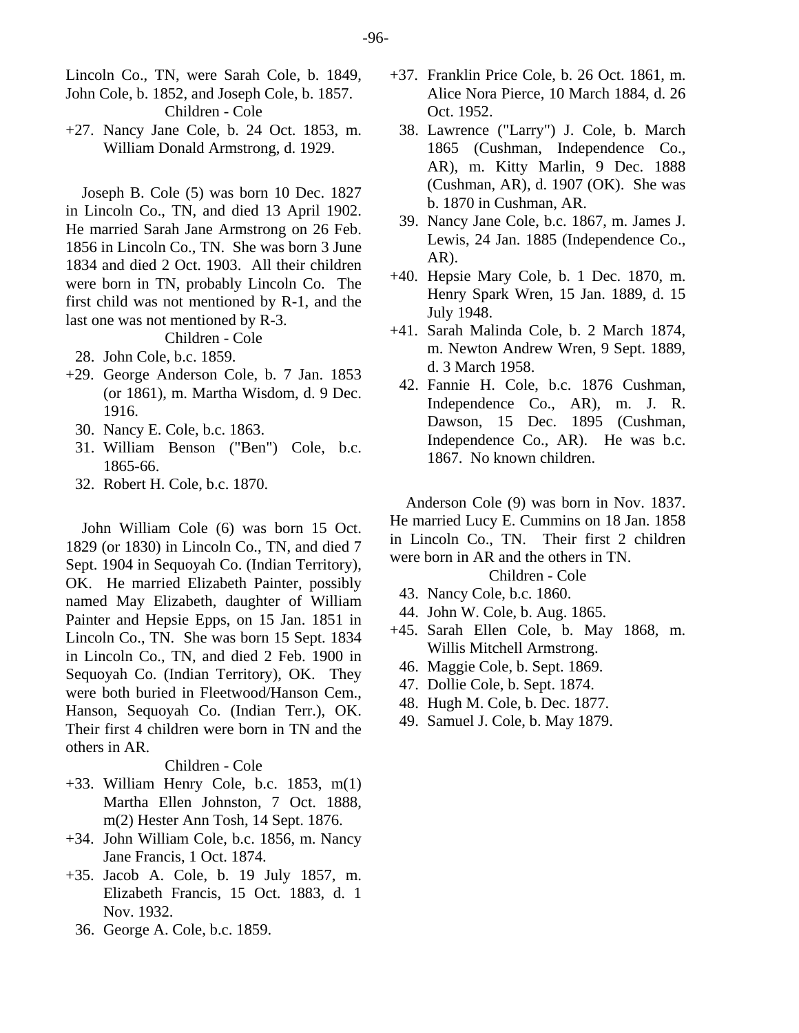Lincoln Co., TN, were Sarah Cole, b. 1849, John Cole, b. 1852, and Joseph Cole, b. 1857.

Children - Cole

+27. Nancy Jane Cole, b. 24 Oct. 1853, m. William Donald Armstrong, d. 1929.

Joseph B. Cole (5) was born 10 Dec. 1827 in Lincoln Co., TN, and died 13 April 1902. He married Sarah Jane Armstrong on 26 Feb. 1856 in Lincoln Co., TN. She was born 3 June 1834 and died 2 Oct. 1903. All their children were born in TN, probably Lincoln Co. The first child was not mentioned by R-1, and the last one was not mentioned by R-3.

Children - Cole

28. John Cole, b.c. 1859.
+29. George Anderson Cole, b. 7 Jan. 1853 (or 1861), m. Martha Wisdom, d. 9 Dec. 1916.
30. Nancy E. Cole, b.c. 1863.
31. William Benson ("Ben") Cole, b.c. 1865-66.
32. Robert H. Cole, b.c. 1870.

John William Cole (6) was born 15 Oct. 1829 (or 1830) in Lincoln Co., TN, and died 7 Sept. 1904 in Sequoyah Co. (Indian Territory), OK. He married Elizabeth Painter, possibly named May Elizabeth, daughter of William Painter and Hepsie Epps, on 15 Jan. 1851 in Lincoln Co., TN. She was born 15 Sept. 1834 in Lincoln Co., TN, and died 2 Feb. 1900 in Sequoyah Co. (Indian Territory), OK. They were both buried in Fleetwood/Hanson Cem., Hanson, Sequoyah Co. (Indian Terr.), OK. Their first 4 children were born in TN and the others in AR.

Children - Cole

+33. William Henry Cole, b.c. 1853, m(1) Martha Ellen Johnston, 7 Oct. 1888, m(2) Hester Ann Tosh, 14 Sept. 1876.
+34. John William Cole, b.c. 1856, m. Nancy Jane Francis, 1 Oct. 1874.
+35. Jacob A. Cole, b. 19 July 1857, m. Elizabeth Francis, 15 Oct. 1883, d. 1 Nov. 1932.
36. George A. Cole, b.c. 1859.
+37. Franklin Price Cole, b. 26 Oct. 1861, m. Alice Nora Pierce, 10 March 1884, d. 26 Oct. 1952.
38. Lawrence ("Larry") J. Cole, b. March 1865 (Cushman, Independence Co., AR), m. Kitty Marlin, 9 Dec. 1888 (Cushman, AR), d. 1907 (OK). She was b. 1870 in Cushman, AR.
39. Nancy Jane Cole, b.c. 1867, m. James J. Lewis, 24 Jan. 1885 (Independence Co., AR).
+40. Hepsie Mary Cole, b. 1 Dec. 1870, m. Henry Spark Wren, 15 Jan. 1889, d. 15 July 1948.
+41. Sarah Malinda Cole, b. 2 March 1874, m. Newton Andrew Wren, 9 Sept. 1889, d. 3 March 1958.
42. Fannie H. Cole, b.c. 1876 Cushman, Independence Co., AR), m. J. R. Dawson, 15 Dec. 1895 (Cushman, Independence Co., AR). He was b.c. 1867. No known children.

Anderson Cole (9) was born in Nov. 1837. He married Lucy E. Cummins on 18 Jan. 1858 in Lincoln Co., TN. Their first 2 children were born in AR and the others in TN.

Children - Cole

43. Nancy Cole, b.c. 1860.
44. John W. Cole, b. Aug. 1865.
+45. Sarah Ellen Cole, b. May 1868, m. Willis Mitchell Armstrong.
46. Maggie Cole, b. Sept. 1869.
47. Dollie Cole, b. Sept. 1874.
48. Hugh M. Cole, b. Dec. 1877.
49. Samuel J. Cole, b. May 1879.